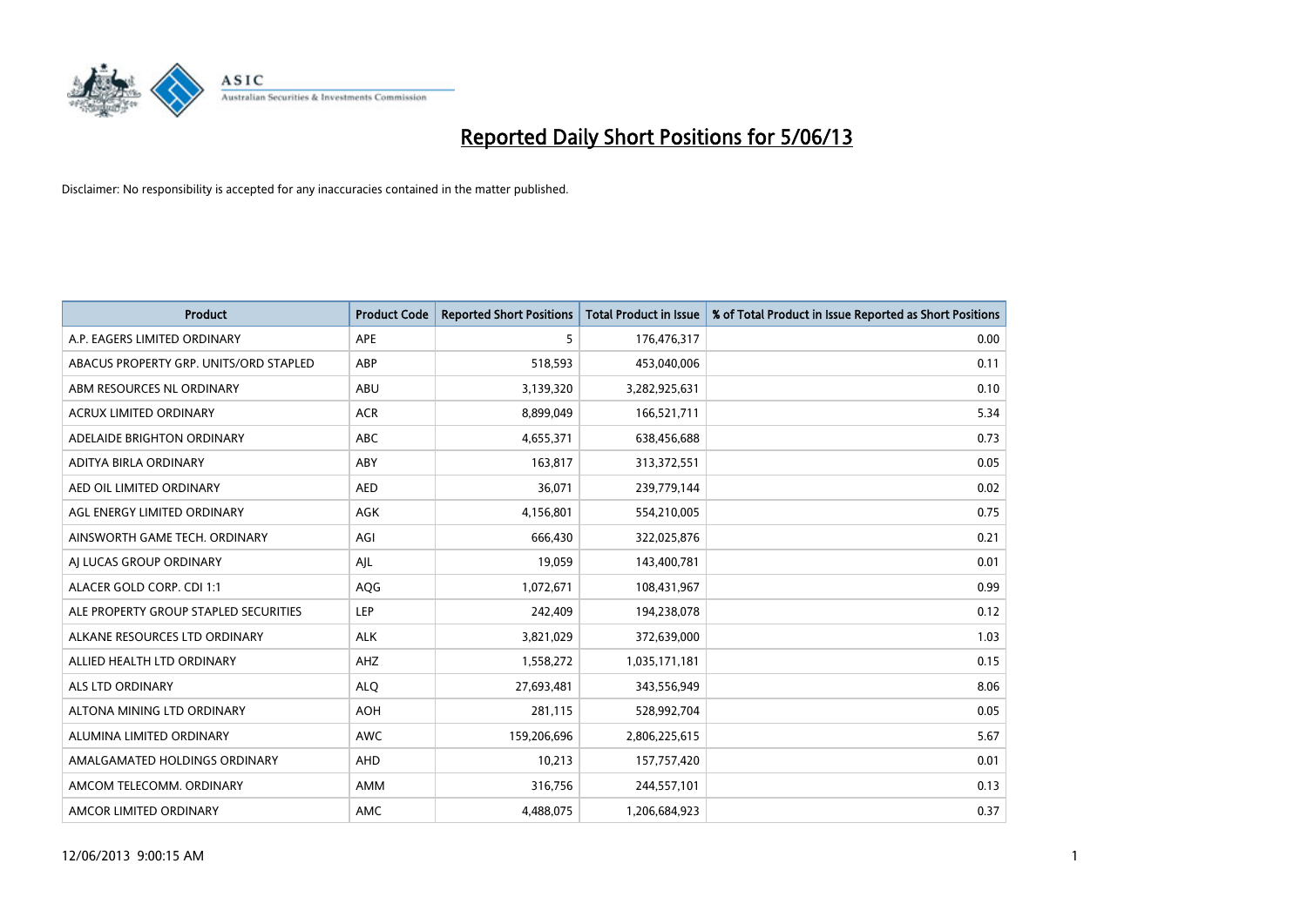# Reported Daily Short Positions for 5/06/13

Disclaimer: No responsibility is accepted for any inaccuracies contained in the matter published.

| Product | Product Code | Reported Short Positions | Total Product in Issue | % of Total Product in Issue Reported as Short Positions |
|---|---|---|---|---|
| A.P. EAGERS LIMITED ORDINARY | APE | 5 | 176,476,317 | 0.00 |
| ABACUS PROPERTY GRP. UNITS/ORD STAPLED | ABP | 518,593 | 453,040,006 | 0.11 |
| ABM RESOURCES NL ORDINARY | ABU | 3,139,320 | 3,282,925,631 | 0.10 |
| ACRUX LIMITED ORDINARY | ACR | 8,899,049 | 166,521,711 | 5.34 |
| ADELAIDE BRIGHTON ORDINARY | ABC | 4,655,371 | 638,456,688 | 0.73 |
| ADITYA BIRLA ORDINARY | ABY | 163,817 | 313,372,551 | 0.05 |
| AED OIL LIMITED ORDINARY | AED | 36,071 | 239,779,144 | 0.02 |
| AGL ENERGY LIMITED ORDINARY | AGK | 4,156,801 | 554,210,005 | 0.75 |
| AINSWORTH GAME TECH. ORDINARY | AGI | 666,430 | 322,025,876 | 0.21 |
| AJ LUCAS GROUP ORDINARY | AJL | 19,059 | 143,400,781 | 0.01 |
| ALACER GOLD CORP. CDI 1:1 | AQG | 1,072,671 | 108,431,967 | 0.99 |
| ALE PROPERTY GROUP STAPLED SECURITIES | LEP | 242,409 | 194,238,078 | 0.12 |
| ALKANE RESOURCES LTD ORDINARY | ALK | 3,821,029 | 372,639,000 | 1.03 |
| ALLIED HEALTH LTD ORDINARY | AHZ | 1,558,272 | 1,035,171,181 | 0.15 |
| ALS LTD ORDINARY | ALQ | 27,693,481 | 343,556,949 | 8.06 |
| ALTONA MINING LTD ORDINARY | AOH | 281,115 | 528,992,704 | 0.05 |
| ALUMINA LIMITED ORDINARY | AWC | 159,206,696 | 2,806,225,615 | 5.67 |
| AMALGAMATED HOLDINGS ORDINARY | AHD | 10,213 | 157,757,420 | 0.01 |
| AMCOM TELECOMM. ORDINARY | AMM | 316,756 | 244,557,101 | 0.13 |
| AMCOR LIMITED ORDINARY | AMC | 4,488,075 | 1,206,684,923 | 0.37 |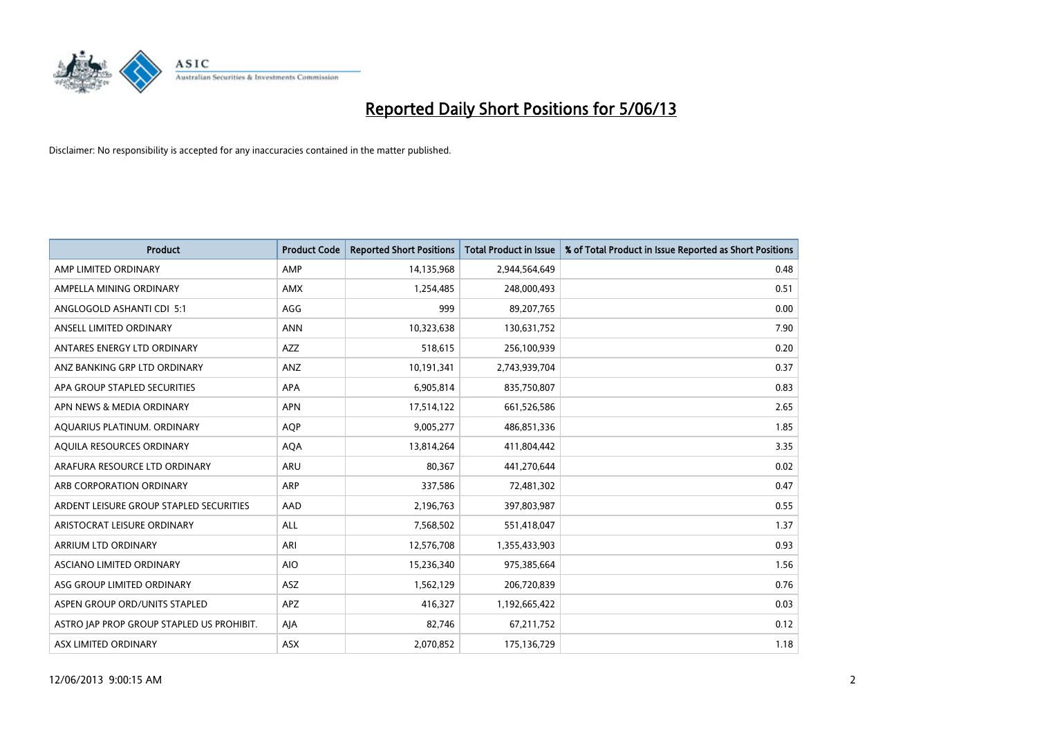# Reported Daily Short Positions for 5/06/13

Disclaimer: No responsibility is accepted for any inaccuracies contained in the matter published.

| Product | Product Code | Reported Short Positions | Total Product in Issue | % of Total Product in Issue Reported as Short Positions |
|---|---|---|---|---|
| AMP LIMITED ORDINARY | AMP | 14,135,968 | 2,944,564,649 | 0.48 |
| AMPELLA MINING ORDINARY | AMX | 1,254,485 | 248,000,493 | 0.51 |
| ANGLOGOLD ASHANTI CDI 5:1 | AGG | 999 | 89,207,765 | 0.00 |
| ANSELL LIMITED ORDINARY | ANN | 10,323,638 | 130,631,752 | 7.90 |
| ANTARES ENERGY LTD ORDINARY | AZZ | 518,615 | 256,100,939 | 0.20 |
| ANZ BANKING GRP LTD ORDINARY | ANZ | 10,191,341 | 2,743,939,704 | 0.37 |
| APA GROUP STAPLED SECURITIES | APA | 6,905,814 | 835,750,807 | 0.83 |
| APN NEWS & MEDIA ORDINARY | APN | 17,514,122 | 661,526,586 | 2.65 |
| AQUARIUS PLATINUM. ORDINARY | AQP | 9,005,277 | 486,851,336 | 1.85 |
| AQUILA RESOURCES ORDINARY | AQA | 13,814,264 | 411,804,442 | 3.35 |
| ARAFURA RESOURCE LTD ORDINARY | ARU | 80,367 | 441,270,644 | 0.02 |
| ARB CORPORATION ORDINARY | ARP | 337,586 | 72,481,302 | 0.47 |
| ARDENT LEISURE GROUP STAPLED SECURITIES | AAD | 2,196,763 | 397,803,987 | 0.55 |
| ARISTOCRAT LEISURE ORDINARY | ALL | 7,568,502 | 551,418,047 | 1.37 |
| ARRIUM LTD ORDINARY | ARI | 12,576,708 | 1,355,433,903 | 0.93 |
| ASCIANO LIMITED ORDINARY | AIO | 15,236,340 | 975,385,664 | 1.56 |
| ASG GROUP LIMITED ORDINARY | ASZ | 1,562,129 | 206,720,839 | 0.76 |
| ASPEN GROUP ORD/UNITS STAPLED | APZ | 416,327 | 1,192,665,422 | 0.03 |
| ASTRO JAP PROP GROUP STAPLED US PROHIBIT. | AJA | 82,746 | 67,211,752 | 0.12 |
| ASX LIMITED ORDINARY | ASX | 2,070,852 | 175,136,729 | 1.18 |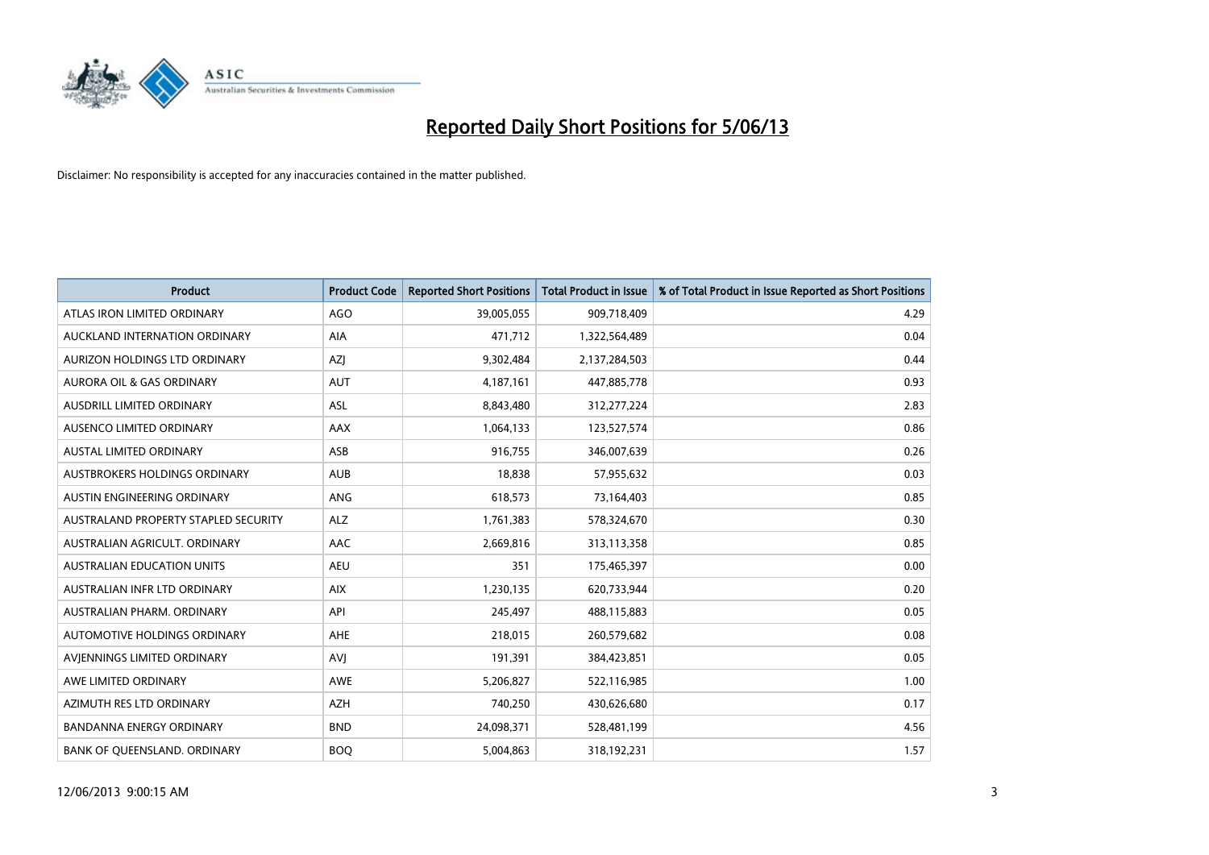# Reported Daily Short Positions for 5/06/13

Disclaimer: No responsibility is accepted for any inaccuracies contained in the matter published.

| Product | Product Code | Reported Short Positions | Total Product in Issue | % of Total Product in Issue Reported as Short Positions |
|---|---|---|---|---|
| ATLAS IRON LIMITED ORDINARY | AGO | 39,005,055 | 909,718,409 | 4.29 |
| AUCKLAND INTERNATION ORDINARY | AIA | 471,712 | 1,322,564,489 | 0.04 |
| AURIZON HOLDINGS LTD ORDINARY | AZJ | 9,302,484 | 2,137,284,503 | 0.44 |
| AURORA OIL & GAS ORDINARY | AUT | 4,187,161 | 447,885,778 | 0.93 |
| AUSDRILL LIMITED ORDINARY | ASL | 8,843,480 | 312,277,224 | 2.83 |
| AUSENCO LIMITED ORDINARY | AAX | 1,064,133 | 123,527,574 | 0.86 |
| AUSTAL LIMITED ORDINARY | ASB | 916,755 | 346,007,639 | 0.26 |
| AUSTBROKERS HOLDINGS ORDINARY | AUB | 18,838 | 57,955,632 | 0.03 |
| AUSTIN ENGINEERING ORDINARY | ANG | 618,573 | 73,164,403 | 0.85 |
| AUSTRALAND PROPERTY STAPLED SECURITY | ALZ | 1,761,383 | 578,324,670 | 0.30 |
| AUSTRALIAN AGRICULT. ORDINARY | AAC | 2,669,816 | 313,113,358 | 0.85 |
| AUSTRALIAN EDUCATION UNITS | AEU | 351 | 175,465,397 | 0.00 |
| AUSTRALIAN INFR LTD ORDINARY | AIX | 1,230,135 | 620,733,944 | 0.20 |
| AUSTRALIAN PHARM. ORDINARY | API | 245,497 | 488,115,883 | 0.05 |
| AUTOMOTIVE HOLDINGS ORDINARY | AHE | 218,015 | 260,579,682 | 0.08 |
| AVJENNINGS LIMITED ORDINARY | AVJ | 191,391 | 384,423,851 | 0.05 |
| AWE LIMITED ORDINARY | AWE | 5,206,827 | 522,116,985 | 1.00 |
| AZIMUTH RES LTD ORDINARY | AZH | 740,250 | 430,626,680 | 0.17 |
| BANDANNA ENERGY ORDINARY | BND | 24,098,371 | 528,481,199 | 4.56 |
| BANK OF QUEENSLAND. ORDINARY | BOQ | 5,004,863 | 318,192,231 | 1.57 |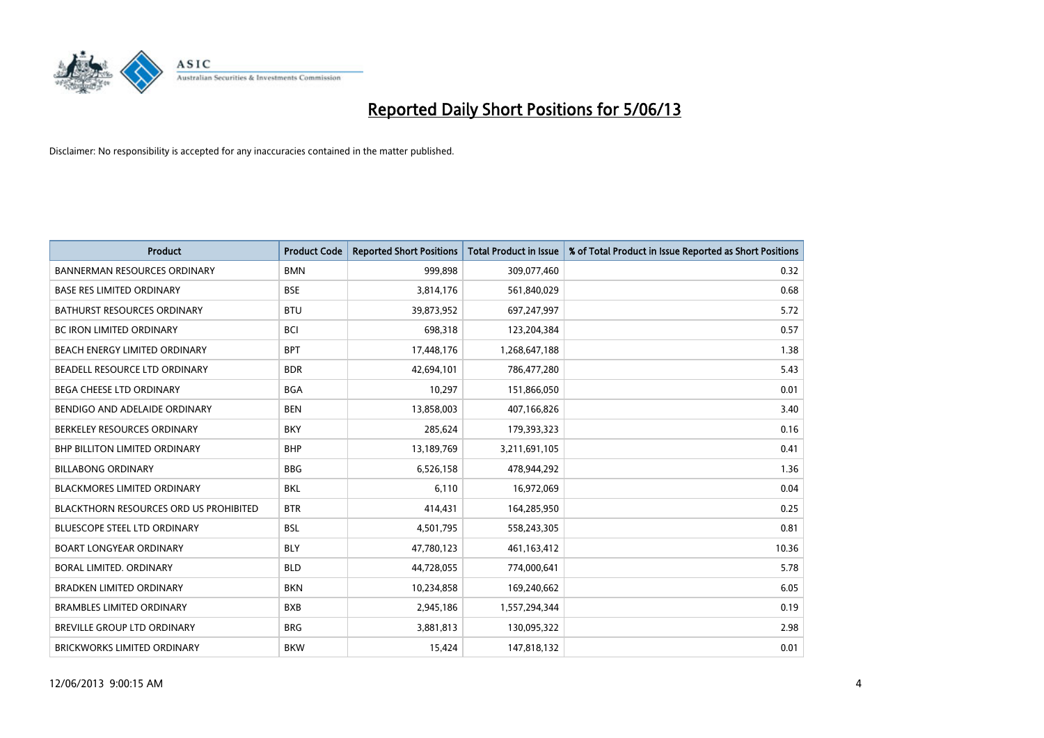# Reported Daily Short Positions for 5/06/13

Disclaimer: No responsibility is accepted for any inaccuracies contained in the matter published.

| Product | Product Code | Reported Short Positions | Total Product in Issue | % of Total Product in Issue Reported as Short Positions |
| --- | --- | --- | --- | --- |
| BANNERMAN RESOURCES ORDINARY | BMN | 999,898 | 309,077,460 | 0.32 |
| BASE RES LIMITED ORDINARY | BSE | 3,814,176 | 561,840,029 | 0.68 |
| BATHURST RESOURCES ORDINARY | BTU | 39,873,952 | 697,247,997 | 5.72 |
| BC IRON LIMITED ORDINARY | BCI | 698,318 | 123,204,384 | 0.57 |
| BEACH ENERGY LIMITED ORDINARY | BPT | 17,448,176 | 1,268,647,188 | 1.38 |
| BEADELL RESOURCE LTD ORDINARY | BDR | 42,694,101 | 786,477,280 | 5.43 |
| BEGA CHEESE LTD ORDINARY | BGA | 10,297 | 151,866,050 | 0.01 |
| BENDIGO AND ADELAIDE ORDINARY | BEN | 13,858,003 | 407,166,826 | 3.40 |
| BERKELEY RESOURCES ORDINARY | BKY | 285,624 | 179,393,323 | 0.16 |
| BHP BILLITON LIMITED ORDINARY | BHP | 13,189,769 | 3,211,691,105 | 0.41 |
| BILLABONG ORDINARY | BBG | 6,526,158 | 478,944,292 | 1.36 |
| BLACKMORES LIMITED ORDINARY | BKL | 6,110 | 16,972,069 | 0.04 |
| BLACKTHORN RESOURCES ORD US PROHIBITED | BTR | 414,431 | 164,285,950 | 0.25 |
| BLUESCOPE STEEL LTD ORDINARY | BSL | 4,501,795 | 558,243,305 | 0.81 |
| BOART LONGYEAR ORDINARY | BLY | 47,780,123 | 461,163,412 | 10.36 |
| BORAL LIMITED. ORDINARY | BLD | 44,728,055 | 774,000,641 | 5.78 |
| BRADKEN LIMITED ORDINARY | BKN | 10,234,858 | 169,240,662 | 6.05 |
| BRAMBLES LIMITED ORDINARY | BXB | 2,945,186 | 1,557,294,344 | 0.19 |
| BREVILLE GROUP LTD ORDINARY | BRG | 3,881,813 | 130,095,322 | 2.98 |
| BRICKWORKS LIMITED ORDINARY | BKW | 15,424 | 147,818,132 | 0.01 |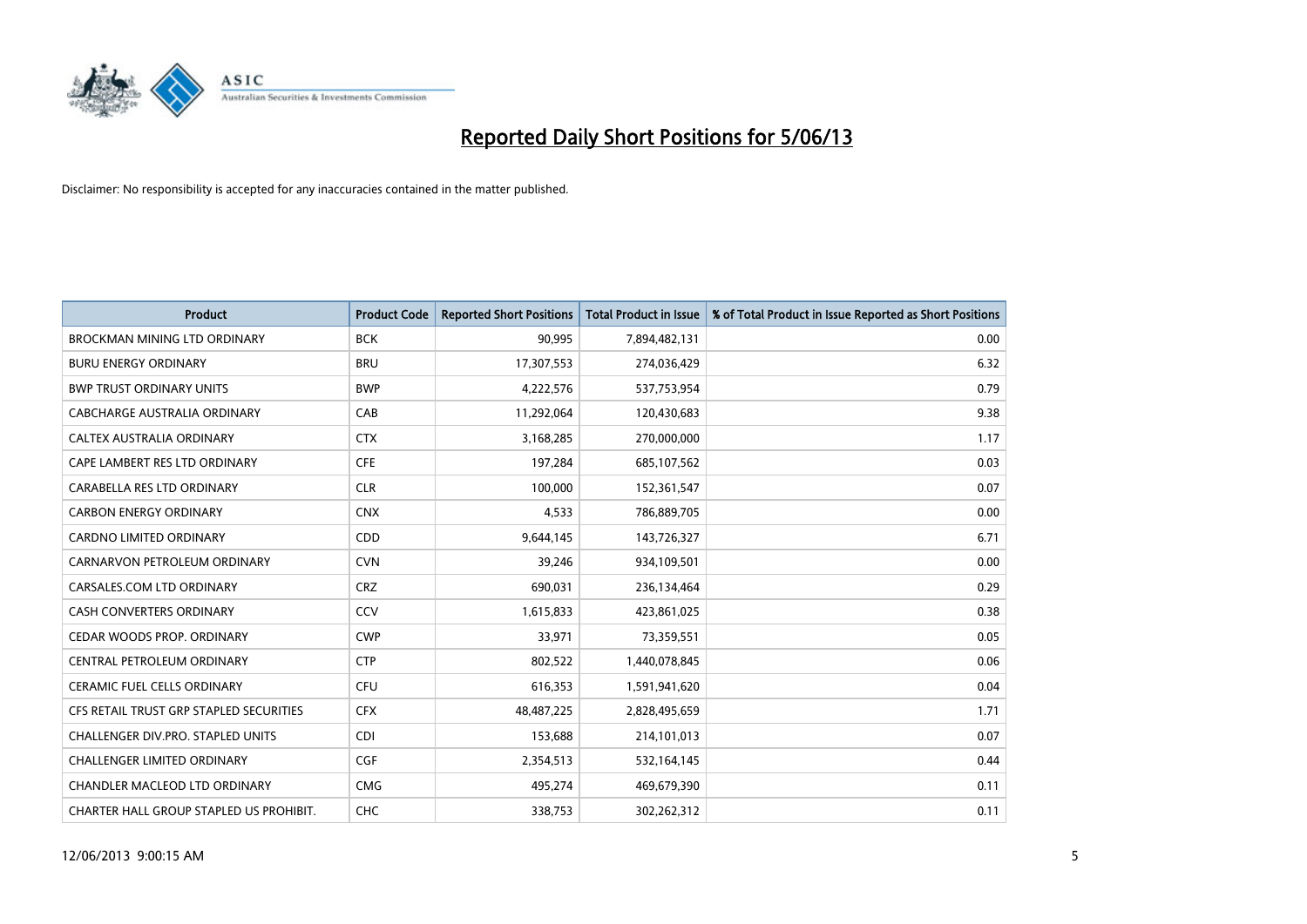# Reported Daily Short Positions for 5/06/13

Disclaimer: No responsibility is accepted for any inaccuracies contained in the matter published.

| Product | Product Code | Reported Short Positions | Total Product in Issue | % of Total Product in Issue Reported as Short Positions |
|---|---|---|---|---|
| BROCKMAN MINING LTD ORDINARY | BCK | 90,995 | 7,894,482,131 | 0.00 |
| BURU ENERGY ORDINARY | BRU | 17,307,553 | 274,036,429 | 6.32 |
| BWP TRUST ORDINARY UNITS | BWP | 4,222,576 | 537,753,954 | 0.79 |
| CABCHARGE AUSTRALIA ORDINARY | CAB | 11,292,064 | 120,430,683 | 9.38 |
| CALTEX AUSTRALIA ORDINARY | CTX | 3,168,285 | 270,000,000 | 1.17 |
| CAPE LAMBERT RES LTD ORDINARY | CFE | 197,284 | 685,107,562 | 0.03 |
| CARABELLA RES LTD ORDINARY | CLR | 100,000 | 152,361,547 | 0.07 |
| CARBON ENERGY ORDINARY | CNX | 4,533 | 786,889,705 | 0.00 |
| CARDNO LIMITED ORDINARY | CDD | 9,644,145 | 143,726,327 | 6.71 |
| CARNARVON PETROLEUM ORDINARY | CVN | 39,246 | 934,109,501 | 0.00 |
| CARSALES.COM LTD ORDINARY | CRZ | 690,031 | 236,134,464 | 0.29 |
| CASH CONVERTERS ORDINARY | CCV | 1,615,833 | 423,861,025 | 0.38 |
| CEDAR WOODS PROP. ORDINARY | CWP | 33,971 | 73,359,551 | 0.05 |
| CENTRAL PETROLEUM ORDINARY | CTP | 802,522 | 1,440,078,845 | 0.06 |
| CERAMIC FUEL CELLS ORDINARY | CFU | 616,353 | 1,591,941,620 | 0.04 |
| CFS RETAIL TRUST GRP STAPLED SECURITIES | CFX | 48,487,225 | 2,828,495,659 | 1.71 |
| CHALLENGER DIV.PRO. STAPLED UNITS | CDI | 153,688 | 214,101,013 | 0.07 |
| CHALLENGER LIMITED ORDINARY | CGF | 2,354,513 | 532,164,145 | 0.44 |
| CHANDLER MACLEOD LTD ORDINARY | CMG | 495,274 | 469,679,390 | 0.11 |
| CHARTER HALL GROUP STAPLED US PROHIBIT. | CHC | 338,753 | 302,262,312 | 0.11 |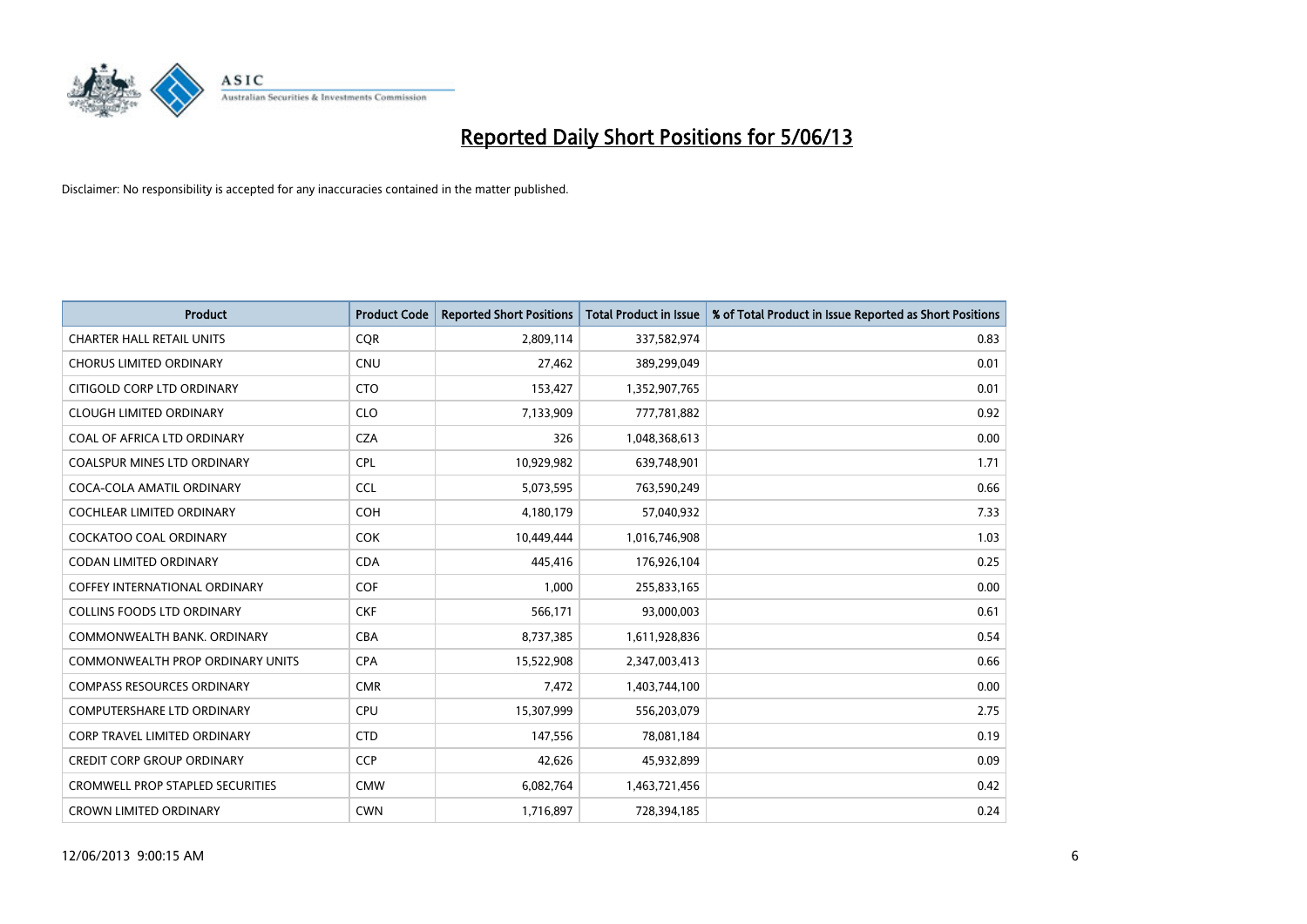# Reported Daily Short Positions for 5/06/13

Disclaimer: No responsibility is accepted for any inaccuracies contained in the matter published.

| Product | Product Code | Reported Short Positions | Total Product in Issue | % of Total Product in Issue Reported as Short Positions |
|---|---|---|---|---|
| CHARTER HALL RETAIL UNITS | CQR | 2,809,114 | 337,582,974 | 0.83 |
| CHORUS LIMITED ORDINARY | CNU | 27,462 | 389,299,049 | 0.01 |
| CITIGOLD CORP LTD ORDINARY | CTO | 153,427 | 1,352,907,765 | 0.01 |
| CLOUGH LIMITED ORDINARY | CLO | 7,133,909 | 777,781,882 | 0.92 |
| COAL OF AFRICA LTD ORDINARY | CZA | 326 | 1,048,368,613 | 0.00 |
| COALSPUR MINES LTD ORDINARY | CPL | 10,929,982 | 639,748,901 | 1.71 |
| COCA-COLA AMATIL ORDINARY | CCL | 5,073,595 | 763,590,249 | 0.66 |
| COCHLEAR LIMITED ORDINARY | COH | 4,180,179 | 57,040,932 | 7.33 |
| COCKATOO COAL ORDINARY | COK | 10,449,444 | 1,016,746,908 | 1.03 |
| CODAN LIMITED ORDINARY | CDA | 445,416 | 176,926,104 | 0.25 |
| COFFEY INTERNATIONAL ORDINARY | COF | 1,000 | 255,833,165 | 0.00 |
| COLLINS FOODS LTD ORDINARY | CKF | 566,171 | 93,000,003 | 0.61 |
| COMMONWEALTH BANK. ORDINARY | CBA | 8,737,385 | 1,611,928,836 | 0.54 |
| COMMONWEALTH PROP ORDINARY UNITS | CPA | 15,522,908 | 2,347,003,413 | 0.66 |
| COMPASS RESOURCES ORDINARY | CMR | 7,472 | 1,403,744,100 | 0.00 |
| COMPUTERSHARE LTD ORDINARY | CPU | 15,307,999 | 556,203,079 | 2.75 |
| CORP TRAVEL LIMITED ORDINARY | CTD | 147,556 | 78,081,184 | 0.19 |
| CREDIT CORP GROUP ORDINARY | CCP | 42,626 | 45,932,899 | 0.09 |
| CROMWELL PROP STAPLED SECURITIES | CMW | 6,082,764 | 1,463,721,456 | 0.42 |
| CROWN LIMITED ORDINARY | CWN | 1,716,897 | 728,394,185 | 0.24 |

12/06/2013 9:00:15 AM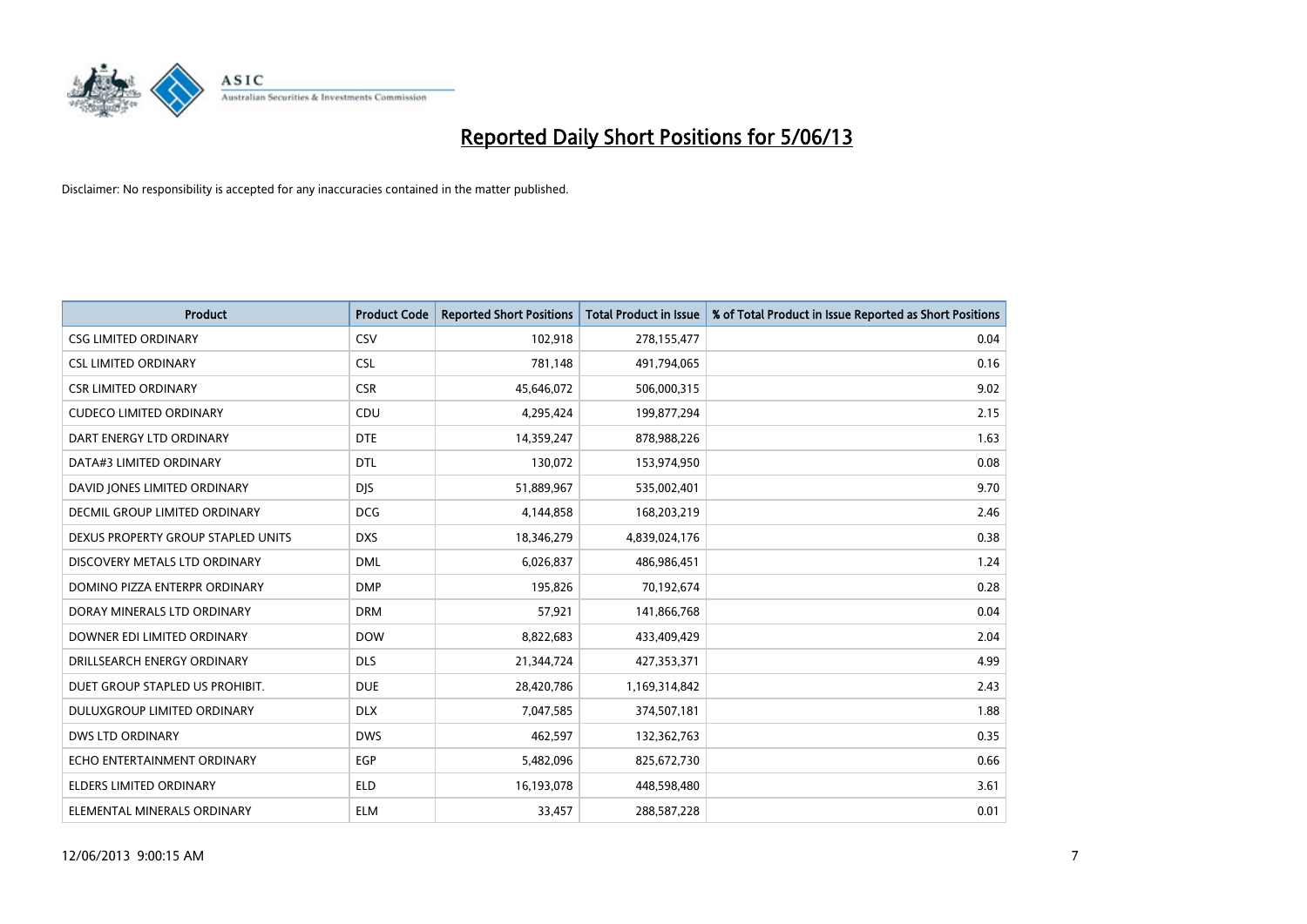# Reported Daily Short Positions for 5/06/13

Disclaimer: No responsibility is accepted for any inaccuracies contained in the matter published.

| Product | Product Code | Reported Short Positions | Total Product in Issue | % of Total Product in Issue Reported as Short Positions |
|---|---|---|---|---|
| CSG LIMITED ORDINARY | CSV | 102,918 | 278,155,477 | 0.04 |
| CSL LIMITED ORDINARY | CSL | 781,148 | 491,794,065 | 0.16 |
| CSR LIMITED ORDINARY | CSR | 45,646,072 | 506,000,315 | 9.02 |
| CUDECO LIMITED ORDINARY | CDU | 4,295,424 | 199,877,294 | 2.15 |
| DART ENERGY LTD ORDINARY | DTE | 14,359,247 | 878,988,226 | 1.63 |
| DATA#3 LIMITED ORDINARY | DTL | 130,072 | 153,974,950 | 0.08 |
| DAVID JONES LIMITED ORDINARY | DJS | 51,889,967 | 535,002,401 | 9.70 |
| DECMIL GROUP LIMITED ORDINARY | DCG | 4,144,858 | 168,203,219 | 2.46 |
| DEXUS PROPERTY GROUP STAPLED UNITS | DXS | 18,346,279 | 4,839,024,176 | 0.38 |
| DISCOVERY METALS LTD ORDINARY | DML | 6,026,837 | 486,986,451 | 1.24 |
| DOMINO PIZZA ENTERPR ORDINARY | DMP | 195,826 | 70,192,674 | 0.28 |
| DORAY MINERALS LTD ORDINARY | DRM | 57,921 | 141,866,768 | 0.04 |
| DOWNER EDI LIMITED ORDINARY | DOW | 8,822,683 | 433,409,429 | 2.04 |
| DRILLSEARCH ENERGY ORDINARY | DLS | 21,344,724 | 427,353,371 | 4.99 |
| DUET GROUP STAPLED US PROHIBIT. | DUE | 28,420,786 | 1,169,314,842 | 2.43 |
| DULUXGROUP LIMITED ORDINARY | DLX | 7,047,585 | 374,507,181 | 1.88 |
| DWS LTD ORDINARY | DWS | 462,597 | 132,362,763 | 0.35 |
| ECHO ENTERTAINMENT ORDINARY | EGP | 5,482,096 | 825,672,730 | 0.66 |
| ELDERS LIMITED ORDINARY | ELD | 16,193,078 | 448,598,480 | 3.61 |
| ELEMENTAL MINERALS ORDINARY | ELM | 33,457 | 288,587,228 | 0.01 |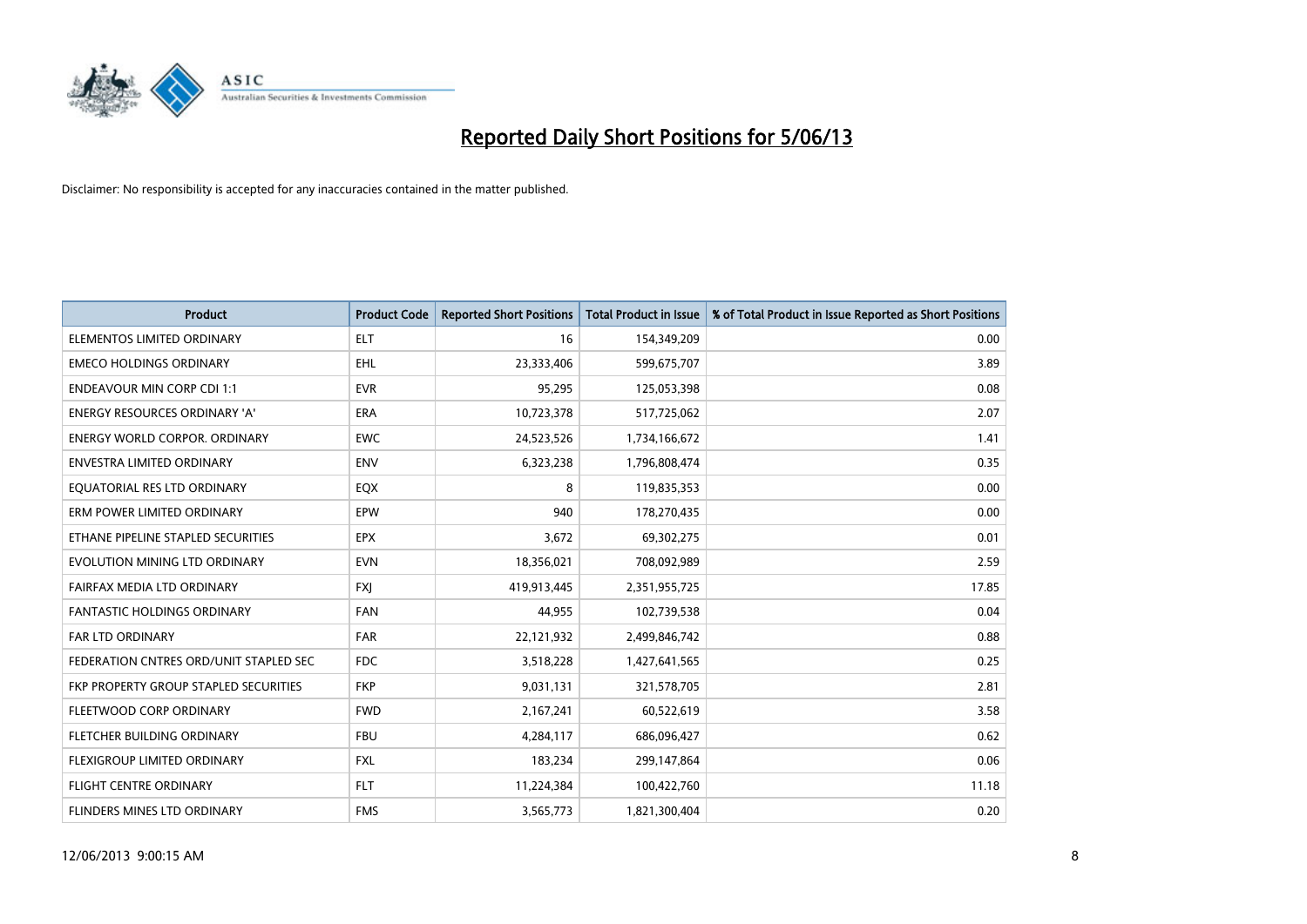# Reported Daily Short Positions for 5/06/13

Disclaimer: No responsibility is accepted for any inaccuracies contained in the matter published.

| Product | Product Code | Reported Short Positions | Total Product in Issue | % of Total Product in Issue Reported as Short Positions |
| --- | --- | --- | --- | --- |
| ELEMENTOS LIMITED ORDINARY | ELT | 16 | 154,349,209 | 0.00 |
| EMECO HOLDINGS ORDINARY | EHL | 23,333,406 | 599,675,707 | 3.89 |
| ENDEAVOUR MIN CORP CDI 1:1 | EVR | 95,295 | 125,053,398 | 0.08 |
| ENERGY RESOURCES ORDINARY 'A' | ERA | 10,723,378 | 517,725,062 | 2.07 |
| ENERGY WORLD CORPOR. ORDINARY | EWC | 24,523,526 | 1,734,166,672 | 1.41 |
| ENVESTRA LIMITED ORDINARY | ENV | 6,323,238 | 1,796,808,474 | 0.35 |
| EQUATORIAL RES LTD ORDINARY | EQX | 8 | 119,835,353 | 0.00 |
| ERM POWER LIMITED ORDINARY | EPW | 940 | 178,270,435 | 0.00 |
| ETHANE PIPELINE STAPLED SECURITIES | EPX | 3,672 | 69,302,275 | 0.01 |
| EVOLUTION MINING LTD ORDINARY | EVN | 18,356,021 | 708,092,989 | 2.59 |
| FAIRFAX MEDIA LTD ORDINARY | FXJ | 419,913,445 | 2,351,955,725 | 17.85 |
| FANTASTIC HOLDINGS ORDINARY | FAN | 44,955 | 102,739,538 | 0.04 |
| FAR LTD ORDINARY | FAR | 22,121,932 | 2,499,846,742 | 0.88 |
| FEDERATION CNTRES ORD/UNIT STAPLED SEC | FDC | 3,518,228 | 1,427,641,565 | 0.25 |
| FKP PROPERTY GROUP STAPLED SECURITIES | FKP | 9,031,131 | 321,578,705 | 2.81 |
| FLEETWOOD CORP ORDINARY | FWD | 2,167,241 | 60,522,619 | 3.58 |
| FLETCHER BUILDING ORDINARY | FBU | 4,284,117 | 686,096,427 | 0.62 |
| FLEXIGROUP LIMITED ORDINARY | FXL | 183,234 | 299,147,864 | 0.06 |
| FLIGHT CENTRE ORDINARY | FLT | 11,224,384 | 100,422,760 | 11.18 |
| FLINDERS MINES LTD ORDINARY | FMS | 3,565,773 | 1,821,300,404 | 0.20 |

12/06/2013 9:00:15 AM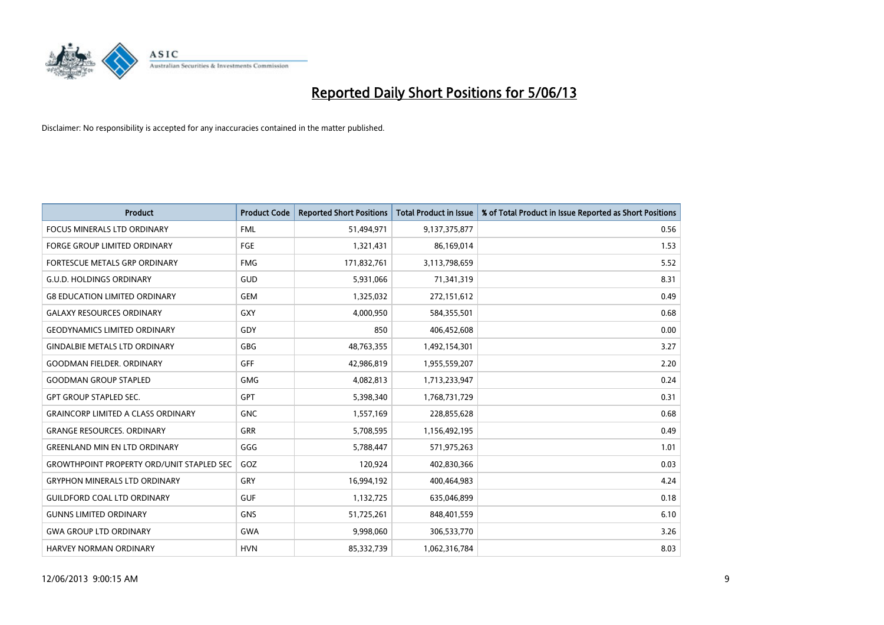# Reported Daily Short Positions for 5/06/13

Disclaimer: No responsibility is accepted for any inaccuracies contained in the matter published.

| Product | Product Code | Reported Short Positions | Total Product in Issue | % of Total Product in Issue Reported as Short Positions |
|---|---|---|---|---|
| FOCUS MINERALS LTD ORDINARY | FML | 51,494,971 | 9,137,375,877 | 0.56 |
| FORGE GROUP LIMITED ORDINARY | FGE | 1,321,431 | 86,169,014 | 1.53 |
| FORTESCUE METALS GRP ORDINARY | FMG | 171,832,761 | 3,113,798,659 | 5.52 |
| G.U.D. HOLDINGS ORDINARY | GUD | 5,931,066 | 71,341,319 | 8.31 |
| G8 EDUCATION LIMITED ORDINARY | GEM | 1,325,032 | 272,151,612 | 0.49 |
| GALAXY RESOURCES ORDINARY | GXY | 4,000,950 | 584,355,501 | 0.68 |
| GEODYNAMICS LIMITED ORDINARY | GDY | 850 | 406,452,608 | 0.00 |
| GINDALBIE METALS LTD ORDINARY | GBG | 48,763,355 | 1,492,154,301 | 3.27 |
| GOODMAN FIELDER. ORDINARY | GFF | 42,986,819 | 1,955,559,207 | 2.20 |
| GOODMAN GROUP STAPLED | GMG | 4,082,813 | 1,713,233,947 | 0.24 |
| GPT GROUP STAPLED SEC. | GPT | 5,398,340 | 1,768,731,729 | 0.31 |
| GRAINCORP LIMITED A CLASS ORDINARY | GNC | 1,557,169 | 228,855,628 | 0.68 |
| GRANGE RESOURCES. ORDINARY | GRR | 5,708,595 | 1,156,492,195 | 0.49 |
| GREENLAND MIN EN LTD ORDINARY | GGG | 5,788,447 | 571,975,263 | 1.01 |
| GROWTHPOINT PROPERTY ORD/UNIT STAPLED SEC | GOZ | 120,924 | 402,830,366 | 0.03 |
| GRYPHON MINERALS LTD ORDINARY | GRY | 16,994,192 | 400,464,983 | 4.24 |
| GUILDFORD COAL LTD ORDINARY | GUF | 1,132,725 | 635,046,899 | 0.18 |
| GUNNS LIMITED ORDINARY | GNS | 51,725,261 | 848,401,559 | 6.10 |
| GWA GROUP LTD ORDINARY | GWA | 9,998,060 | 306,533,770 | 3.26 |
| HARVEY NORMAN ORDINARY | HVN | 85,332,739 | 1,062,316,784 | 8.03 |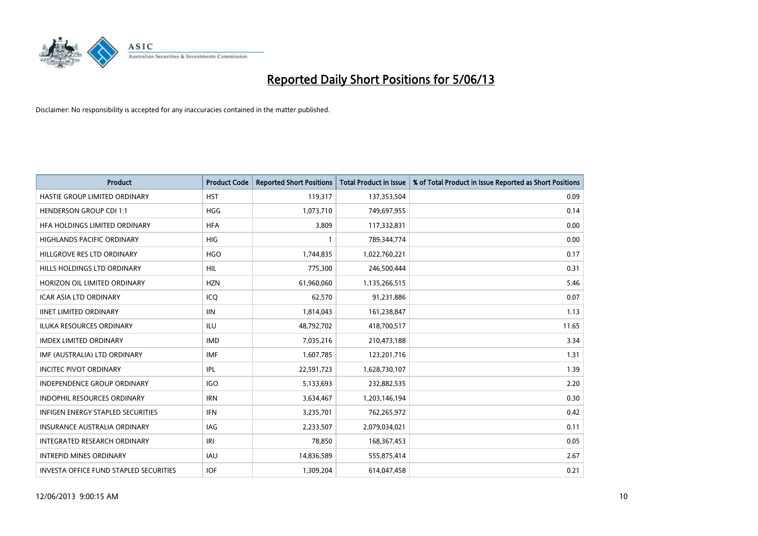# Reported Daily Short Positions for 5/06/13

Disclaimer: No responsibility is accepted for any inaccuracies contained in the matter published.

| Product | Product Code | Reported Short Positions | Total Product in Issue | % of Total Product in Issue Reported as Short Positions |
|---|---|---|---|---|
| HASTIE GROUP LIMITED ORDINARY | HST | 119,317 | 137,353,504 | 0.09 |
| HENDERSON GROUP CDI 1:1 | HGG | 1,073,710 | 749,697,955 | 0.14 |
| HFA HOLDINGS LIMITED ORDINARY | HFA | 3,809 | 117,332,831 | 0.00 |
| HIGHLANDS PACIFIC ORDINARY | HIG | 1 | 789,344,774 | 0.00 |
| HILLGROVE RES LTD ORDINARY | HGO | 1,744,835 | 1,022,760,221 | 0.17 |
| HILLS HOLDINGS LTD ORDINARY | HIL | 775,300 | 246,500,444 | 0.31 |
| HORIZON OIL LIMITED ORDINARY | HZN | 61,960,060 | 1,135,266,515 | 5.46 |
| ICAR ASIA LTD ORDINARY | ICQ | 62,570 | 91,231,886 | 0.07 |
| IINET LIMITED ORDINARY | IIN | 1,814,043 | 161,238,847 | 1.13 |
| ILUKA RESOURCES ORDINARY | ILU | 48,792,702 | 418,700,517 | 11.65 |
| IMDEX LIMITED ORDINARY | IMD | 7,035,216 | 210,473,188 | 3.34 |
| IMF (AUSTRALIA) LTD ORDINARY | IMF | 1,607,785 | 123,201,716 | 1.31 |
| INCITEC PIVOT ORDINARY | IPL | 22,591,723 | 1,628,730,107 | 1.39 |
| INDEPENDENCE GROUP ORDINARY | IGO | 5,133,693 | 232,882,535 | 2.20 |
| INDOPHIL RESOURCES ORDINARY | IRN | 3,634,467 | 1,203,146,194 | 0.30 |
| INFIGEN ENERGY STAPLED SECURITIES | IFN | 3,235,701 | 762,265,972 | 0.42 |
| INSURANCE AUSTRALIA ORDINARY | IAG | 2,233,507 | 2,079,034,021 | 0.11 |
| INTEGRATED RESEARCH ORDINARY | IRI | 78,850 | 168,367,453 | 0.05 |
| INTREPID MINES ORDINARY | IAU | 14,836,589 | 555,875,414 | 2.67 |
| INVESTA OFFICE FUND STAPLED SECURITIES | IOF | 1,309,204 | 614,047,458 | 0.21 |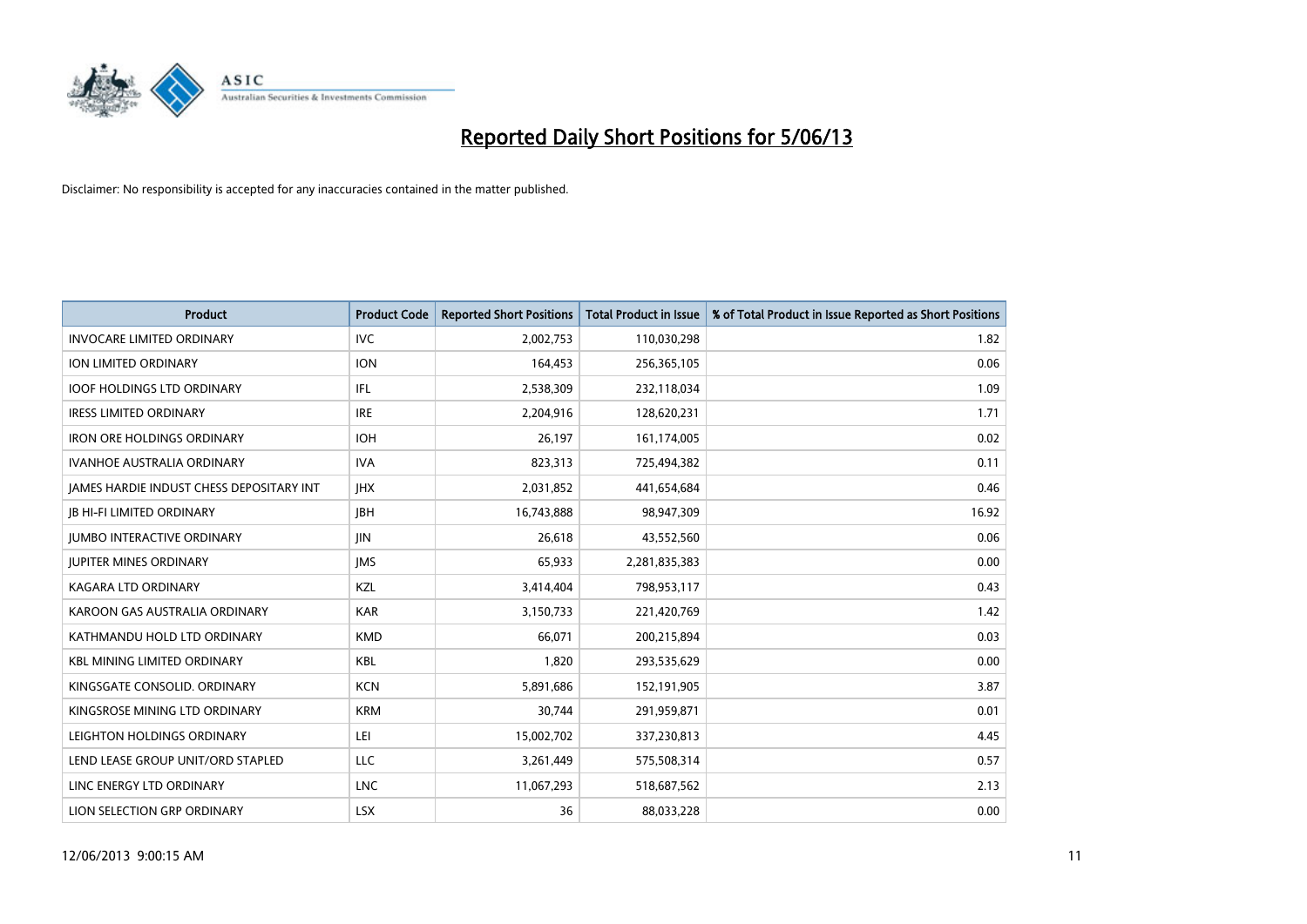# Reported Daily Short Positions for 5/06/13

Disclaimer: No responsibility is accepted for any inaccuracies contained in the matter published.

| Product | Product Code | Reported Short Positions | Total Product in Issue | % of Total Product in Issue Reported as Short Positions |
| --- | --- | --- | --- | --- |
| INVOCARE LIMITED ORDINARY | IVC | 2,002,753 | 110,030,298 | 1.82 |
| ION LIMITED ORDINARY | ION | 164,453 | 256,365,105 | 0.06 |
| IOOF HOLDINGS LTD ORDINARY | IFL | 2,538,309 | 232,118,034 | 1.09 |
| IRESS LIMITED ORDINARY | IRE | 2,204,916 | 128,620,231 | 1.71 |
| IRON ORE HOLDINGS ORDINARY | IOH | 26,197 | 161,174,005 | 0.02 |
| IVANHOE AUSTRALIA ORDINARY | IVA | 823,313 | 725,494,382 | 0.11 |
| JAMES HARDIE INDUST CHESS DEPOSITARY INT | JHX | 2,031,852 | 441,654,684 | 0.46 |
| JB HI-FI LIMITED ORDINARY | JBH | 16,743,888 | 98,947,309 | 16.92 |
| JUMBO INTERACTIVE ORDINARY | JIN | 26,618 | 43,552,560 | 0.06 |
| JUPITER MINES ORDINARY | JMS | 65,933 | 2,281,835,383 | 0.00 |
| KAGARA LTD ORDINARY | KZL | 3,414,404 | 798,953,117 | 0.43 |
| KAROON GAS AUSTRALIA ORDINARY | KAR | 3,150,733 | 221,420,769 | 1.42 |
| KATHMANDU HOLD LTD ORDINARY | KMD | 66,071 | 200,215,894 | 0.03 |
| KBL MINING LIMITED ORDINARY | KBL | 1,820 | 293,535,629 | 0.00 |
| KINGSGATE CONSOLID. ORDINARY | KCN | 5,891,686 | 152,191,905 | 3.87 |
| KINGSROSE MINING LTD ORDINARY | KRM | 30,744 | 291,959,871 | 0.01 |
| LEIGHTON HOLDINGS ORDINARY | LEI | 15,002,702 | 337,230,813 | 4.45 |
| LEND LEASE GROUP UNIT/ORD STAPLED | LLC | 3,261,449 | 575,508,314 | 0.57 |
| LINC ENERGY LTD ORDINARY | LNC | 11,067,293 | 518,687,562 | 2.13 |
| LION SELECTION GRP ORDINARY | LSX | 36 | 88,033,228 | 0.00 |

12/06/2013 9:00:15 AM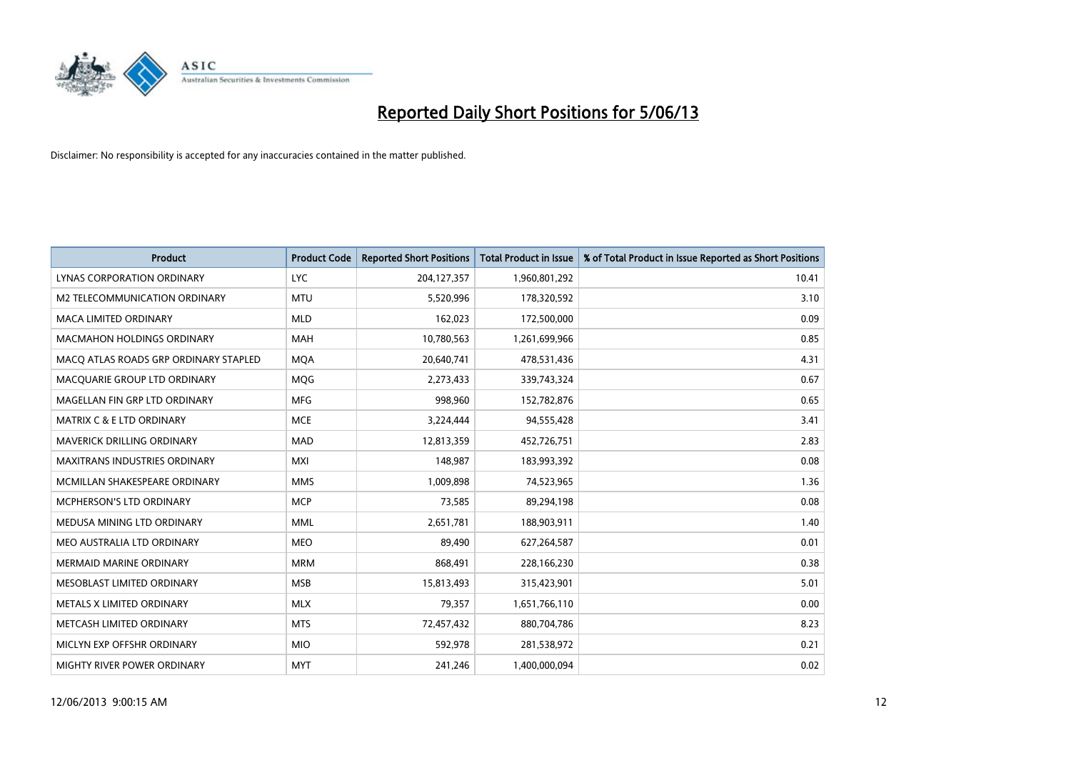# Reported Daily Short Positions for 5/06/13

Disclaimer: No responsibility is accepted for any inaccuracies contained in the matter published.

| Product | Product Code | Reported Short Positions | Total Product in Issue | % of Total Product in Issue Reported as Short Positions |
|---|---|---|---|---|
| LYNAS CORPORATION ORDINARY | LYC | 204,127,357 | 1,960,801,292 | 10.41 |
| M2 TELECOMMUNICATION ORDINARY | MTU | 5,520,996 | 178,320,592 | 3.10 |
| MACA LIMITED ORDINARY | MLD | 162,023 | 172,500,000 | 0.09 |
| MACMAHON HOLDINGS ORDINARY | MAH | 10,780,563 | 1,261,699,966 | 0.85 |
| MACQ ATLAS ROADS GRP ORDINARY STAPLED | MQA | 20,640,741 | 478,531,436 | 4.31 |
| MACQUARIE GROUP LTD ORDINARY | MQG | 2,273,433 | 339,743,324 | 0.67 |
| MAGELLAN FIN GRP LTD ORDINARY | MFG | 998,960 | 152,782,876 | 0.65 |
| MATRIX C & E LTD ORDINARY | MCE | 3,224,444 | 94,555,428 | 3.41 |
| MAVERICK DRILLING ORDINARY | MAD | 12,813,359 | 452,726,751 | 2.83 |
| MAXITRANS INDUSTRIES ORDINARY | MXI | 148,987 | 183,993,392 | 0.08 |
| MCMILLAN SHAKESPEARE ORDINARY | MMS | 1,009,898 | 74,523,965 | 1.36 |
| MCPHERSON'S LTD ORDINARY | MCP | 73,585 | 89,294,198 | 0.08 |
| MEDUSA MINING LTD ORDINARY | MML | 2,651,781 | 188,903,911 | 1.40 |
| MEO AUSTRALIA LTD ORDINARY | MEO | 89,490 | 627,264,587 | 0.01 |
| MERMAID MARINE ORDINARY | MRM | 868,491 | 228,166,230 | 0.38 |
| MESOBLAST LIMITED ORDINARY | MSB | 15,813,493 | 315,423,901 | 5.01 |
| METALS X LIMITED ORDINARY | MLX | 79,357 | 1,651,766,110 | 0.00 |
| METCASH LIMITED ORDINARY | MTS | 72,457,432 | 880,704,786 | 8.23 |
| MICLYN EXP OFFSHR ORDINARY | MIO | 592,978 | 281,538,972 | 0.21 |
| MIGHTY RIVER POWER ORDINARY | MYT | 241,246 | 1,400,000,094 | 0.02 |

12/06/2013 9:00:15 AM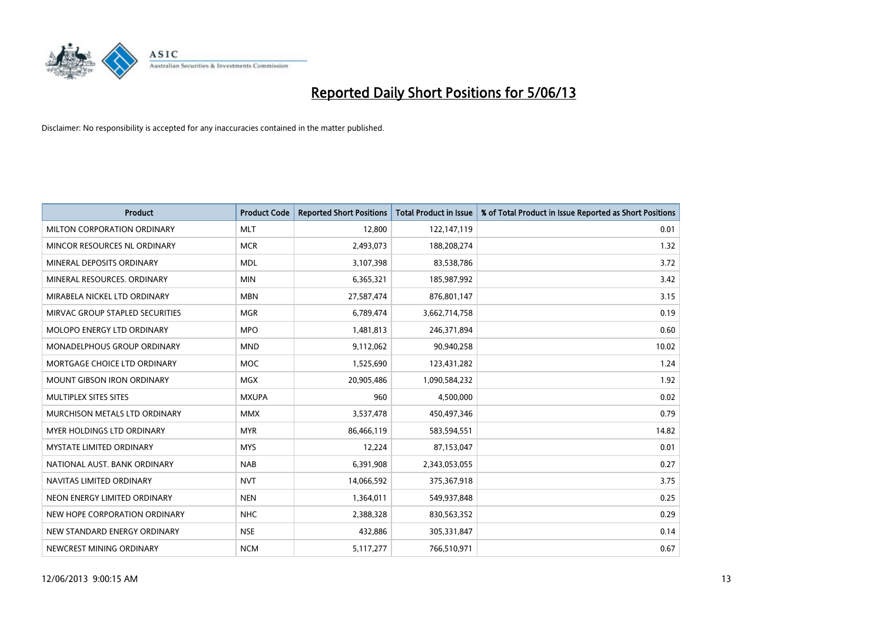# Reported Daily Short Positions for 5/06/13

Disclaimer: No responsibility is accepted for any inaccuracies contained in the matter published.

| Product | Product Code | Reported Short Positions | Total Product in Issue | % of Total Product in Issue Reported as Short Positions |
| --- | --- | --- | --- | --- |
| MILTON CORPORATION ORDINARY | MLT | 12,800 | 122,147,119 | 0.01 |
| MINCOR RESOURCES NL ORDINARY | MCR | 2,493,073 | 188,208,274 | 1.32 |
| MINERAL DEPOSITS ORDINARY | MDL | 3,107,398 | 83,538,786 | 3.72 |
| MINERAL RESOURCES. ORDINARY | MIN | 6,365,321 | 185,987,992 | 3.42 |
| MIRABELA NICKEL LTD ORDINARY | MBN | 27,587,474 | 876,801,147 | 3.15 |
| MIRVAC GROUP STAPLED SECURITIES | MGR | 6,789,474 | 3,662,714,758 | 0.19 |
| MOLOPO ENERGY LTD ORDINARY | MPO | 1,481,813 | 246,371,894 | 0.60 |
| MONADELPHOUS GROUP ORDINARY | MND | 9,112,062 | 90,940,258 | 10.02 |
| MORTGAGE CHOICE LTD ORDINARY | MOC | 1,525,690 | 123,431,282 | 1.24 |
| MOUNT GIBSON IRON ORDINARY | MGX | 20,905,486 | 1,090,584,232 | 1.92 |
| MULTIPLEX SITES SITES | MXUPA | 960 | 4,500,000 | 0.02 |
| MURCHISON METALS LTD ORDINARY | MMX | 3,537,478 | 450,497,346 | 0.79 |
| MYER HOLDINGS LTD ORDINARY | MYR | 86,466,119 | 583,594,551 | 14.82 |
| MYSTATE LIMITED ORDINARY | MYS | 12,224 | 87,153,047 | 0.01 |
| NATIONAL AUST. BANK ORDINARY | NAB | 6,391,908 | 2,343,053,055 | 0.27 |
| NAVITAS LIMITED ORDINARY | NVT | 14,066,592 | 375,367,918 | 3.75 |
| NEON ENERGY LIMITED ORDINARY | NEN | 1,364,011 | 549,937,848 | 0.25 |
| NEW HOPE CORPORATION ORDINARY | NHC | 2,388,328 | 830,563,352 | 0.29 |
| NEW STANDARD ENERGY ORDINARY | NSE | 432,886 | 305,331,847 | 0.14 |
| NEWCREST MINING ORDINARY | NCM | 5,117,277 | 766,510,971 | 0.67 |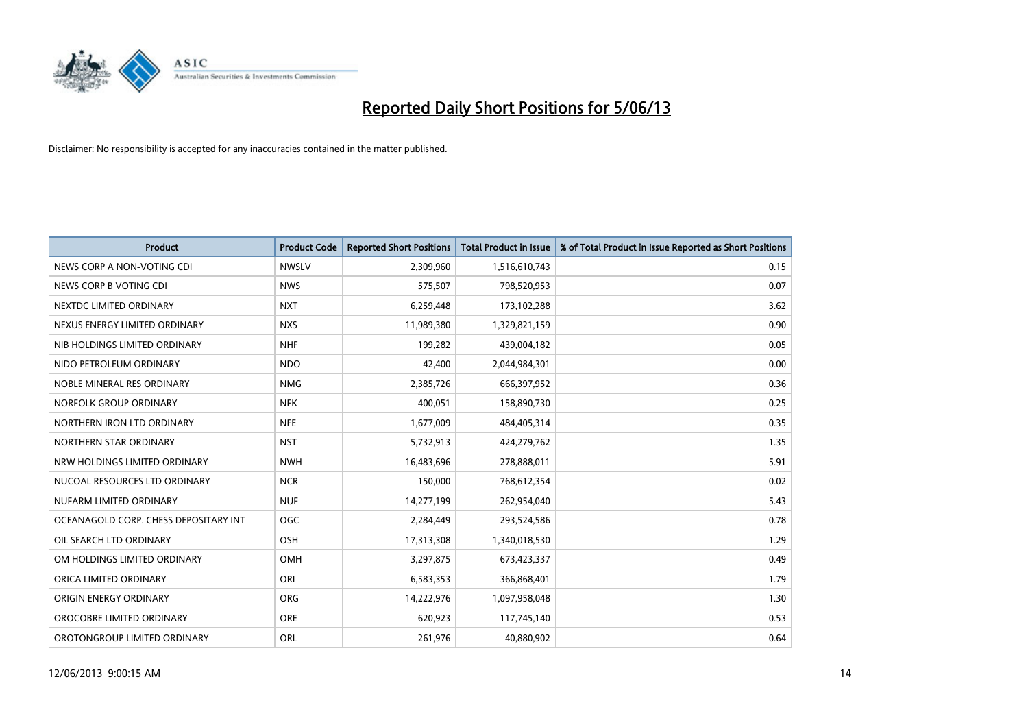# Reported Daily Short Positions for 5/06/13

Disclaimer: No responsibility is accepted for any inaccuracies contained in the matter published.

| Product | Product Code | Reported Short Positions | Total Product in Issue | % of Total Product in Issue Reported as Short Positions |
|---|---|---|---|---|
| NEWS CORP A NON-VOTING CDI | NWSLV | 2,309,960 | 1,516,610,743 | 0.15 |
| NEWS CORP B VOTING CDI | NWS | 575,507 | 798,520,953 | 0.07 |
| NEXTDC LIMITED ORDINARY | NXT | 6,259,448 | 173,102,288 | 3.62 |
| NEXUS ENERGY LIMITED ORDINARY | NXS | 11,989,380 | 1,329,821,159 | 0.90 |
| NIB HOLDINGS LIMITED ORDINARY | NHF | 199,282 | 439,004,182 | 0.05 |
| NIDO PETROLEUM ORDINARY | NDO | 42,400 | 2,044,984,301 | 0.00 |
| NOBLE MINERAL RES ORDINARY | NMG | 2,385,726 | 666,397,952 | 0.36 |
| NORFOLK GROUP ORDINARY | NFK | 400,051 | 158,890,730 | 0.25 |
| NORTHERN IRON LTD ORDINARY | NFE | 1,677,009 | 484,405,314 | 0.35 |
| NORTHERN STAR ORDINARY | NST | 5,732,913 | 424,279,762 | 1.35 |
| NRW HOLDINGS LIMITED ORDINARY | NWH | 16,483,696 | 278,888,011 | 5.91 |
| NUCOAL RESOURCES LTD ORDINARY | NCR | 150,000 | 768,612,354 | 0.02 |
| NUFARM LIMITED ORDINARY | NUF | 14,277,199 | 262,954,040 | 5.43 |
| OCEANAGOLD CORP. CHESS DEPOSITARY INT | OGC | 2,284,449 | 293,524,586 | 0.78 |
| OIL SEARCH LTD ORDINARY | OSH | 17,313,308 | 1,340,018,530 | 1.29 |
| OM HOLDINGS LIMITED ORDINARY | OMH | 3,297,875 | 673,423,337 | 0.49 |
| ORICA LIMITED ORDINARY | ORI | 6,583,353 | 366,868,401 | 1.79 |
| ORIGIN ENERGY ORDINARY | ORG | 14,222,976 | 1,097,958,048 | 1.30 |
| OROCOBRE LIMITED ORDINARY | ORE | 620,923 | 117,745,140 | 0.53 |
| OROTONGROUP LIMITED ORDINARY | ORL | 261,976 | 40,880,902 | 0.64 |

12/06/2013 9:00:15 AM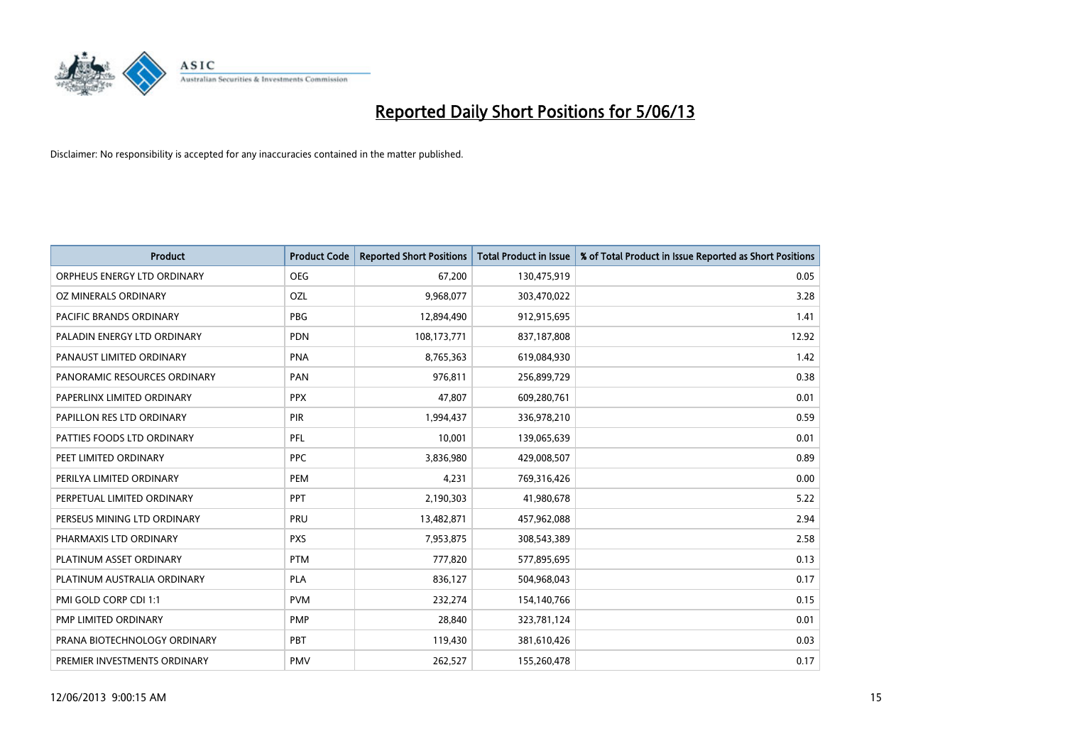# Reported Daily Short Positions for 5/06/13

Disclaimer: No responsibility is accepted for any inaccuracies contained in the matter published.

| Product | Product Code | Reported Short Positions | Total Product in Issue | % of Total Product in Issue Reported as Short Positions |
|---|---|---|---|---|
| ORPHEUS ENERGY LTD ORDINARY | OEG | 67,200 | 130,475,919 | 0.05 |
| OZ MINERALS ORDINARY | OZL | 9,968,077 | 303,470,022 | 3.28 |
| PACIFIC BRANDS ORDINARY | PBG | 12,894,490 | 912,915,695 | 1.41 |
| PALADIN ENERGY LTD ORDINARY | PDN | 108,173,771 | 837,187,808 | 12.92 |
| PANAUST LIMITED ORDINARY | PNA | 8,765,363 | 619,084,930 | 1.42 |
| PANORAMIC RESOURCES ORDINARY | PAN | 976,811 | 256,899,729 | 0.38 |
| PAPERLINX LIMITED ORDINARY | PPX | 47,807 | 609,280,761 | 0.01 |
| PAPILLON RES LTD ORDINARY | PIR | 1,994,437 | 336,978,210 | 0.59 |
| PATTIES FOODS LTD ORDINARY | PFL | 10,001 | 139,065,639 | 0.01 |
| PEET LIMITED ORDINARY | PPC | 3,836,980 | 429,008,507 | 0.89 |
| PERILYA LIMITED ORDINARY | PEM | 4,231 | 769,316,426 | 0.00 |
| PERPETUAL LIMITED ORDINARY | PPT | 2,190,303 | 41,980,678 | 5.22 |
| PERSEUS MINING LTD ORDINARY | PRU | 13,482,871 | 457,962,088 | 2.94 |
| PHARMAXIS LTD ORDINARY | PXS | 7,953,875 | 308,543,389 | 2.58 |
| PLATINUM ASSET ORDINARY | PTM | 777,820 | 577,895,695 | 0.13 |
| PLATINUM AUSTRALIA ORDINARY | PLA | 836,127 | 504,968,043 | 0.17 |
| PMI GOLD CORP CDI 1:1 | PVM | 232,274 | 154,140,766 | 0.15 |
| PMP LIMITED ORDINARY | PMP | 28,840 | 323,781,124 | 0.01 |
| PRANA BIOTECHNOLOGY ORDINARY | PBT | 119,430 | 381,610,426 | 0.03 |
| PREMIER INVESTMENTS ORDINARY | PMV | 262,527 | 155,260,478 | 0.17 |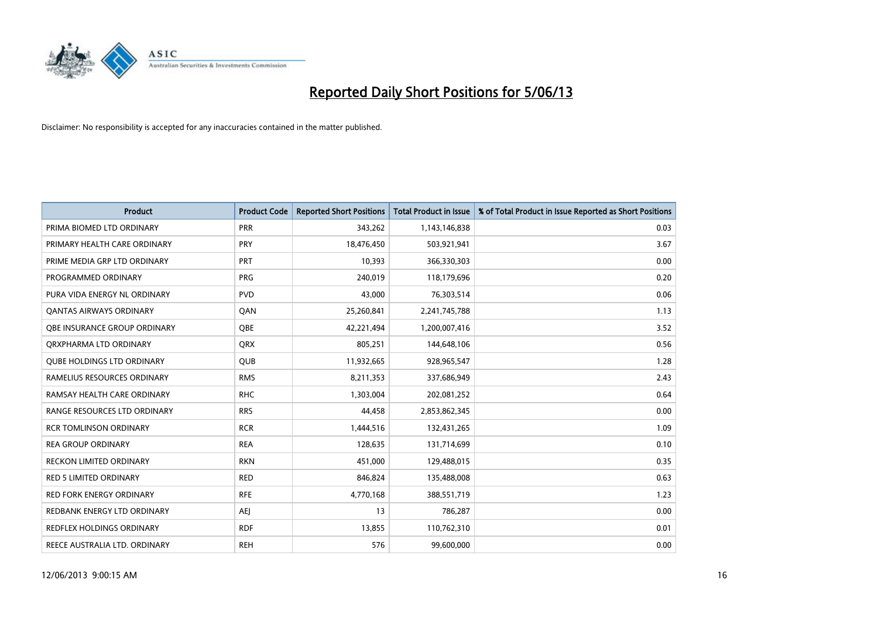# Reported Daily Short Positions for 5/06/13

Disclaimer: No responsibility is accepted for any inaccuracies contained in the matter published.

| Product | Product Code | Reported Short Positions | Total Product in Issue | % of Total Product in Issue Reported as Short Positions |
|---|---|---|---|---|
| PRIMA BIOMED LTD ORDINARY | PRR | 343,262 | 1,143,146,838 | 0.03 |
| PRIMARY HEALTH CARE ORDINARY | PRY | 18,476,450 | 503,921,941 | 3.67 |
| PRIME MEDIA GRP LTD ORDINARY | PRT | 10,393 | 366,330,303 | 0.00 |
| PROGRAMMED ORDINARY | PRG | 240,019 | 118,179,696 | 0.20 |
| PURA VIDA ENERGY NL ORDINARY | PVD | 43,000 | 76,303,514 | 0.06 |
| QANTAS AIRWAYS ORDINARY | QAN | 25,260,841 | 2,241,745,788 | 1.13 |
| QBE INSURANCE GROUP ORDINARY | QBE | 42,221,494 | 1,200,007,416 | 3.52 |
| QRXPHARMA LTD ORDINARY | QRX | 805,251 | 144,648,106 | 0.56 |
| QUBE HOLDINGS LTD ORDINARY | QUB | 11,932,665 | 928,965,547 | 1.28 |
| RAMELIUS RESOURCES ORDINARY | RMS | 8,211,353 | 337,686,949 | 2.43 |
| RAMSAY HEALTH CARE ORDINARY | RHC | 1,303,004 | 202,081,252 | 0.64 |
| RANGE RESOURCES LTD ORDINARY | RRS | 44,458 | 2,853,862,345 | 0.00 |
| RCR TOMLINSON ORDINARY | RCR | 1,444,516 | 132,431,265 | 1.09 |
| REA GROUP ORDINARY | REA | 128,635 | 131,714,699 | 0.10 |
| RECKON LIMITED ORDINARY | RKN | 451,000 | 129,488,015 | 0.35 |
| RED 5 LIMITED ORDINARY | RED | 846,824 | 135,488,008 | 0.63 |
| RED FORK ENERGY ORDINARY | RFE | 4,770,168 | 388,551,719 | 1.23 |
| REDBANK ENERGY LTD ORDINARY | AEJ | 13 | 786,287 | 0.00 |
| REDFLEX HOLDINGS ORDINARY | RDF | 13,855 | 110,762,310 | 0.01 |
| REECE AUSTRALIA LTD. ORDINARY | REH | 576 | 99,600,000 | 0.00 |

12/06/2013 9:00:15 AM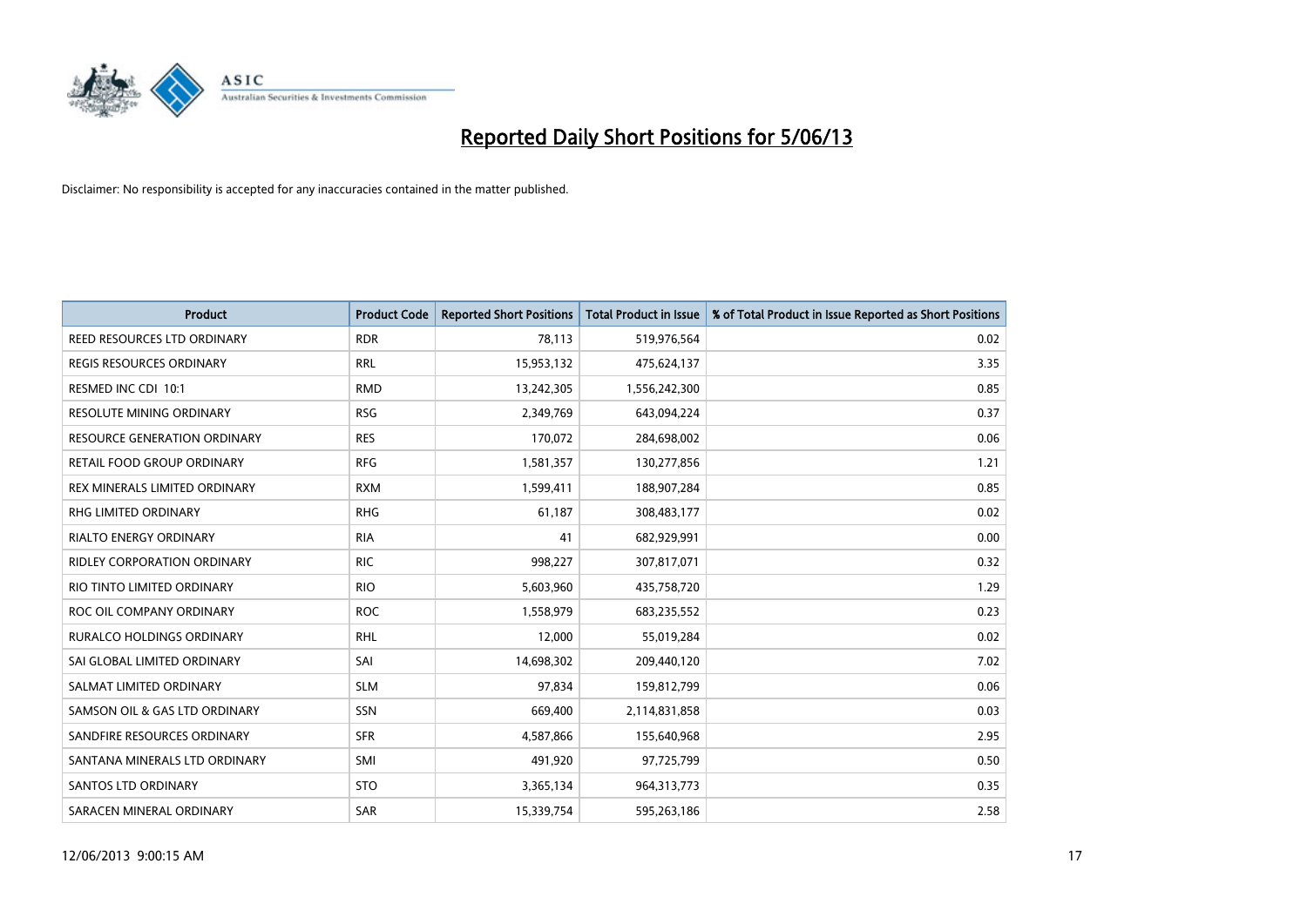# Reported Daily Short Positions for 5/06/13

Disclaimer: No responsibility is accepted for any inaccuracies contained in the matter published.

| Product | Product Code | Reported Short Positions | Total Product in Issue | % of Total Product in Issue Reported as Short Positions |
|---|---|---|---|---|
| REED RESOURCES LTD ORDINARY | RDR | 78,113 | 519,976,564 | 0.02 |
| REGIS RESOURCES ORDINARY | RRL | 15,953,132 | 475,624,137 | 3.35 |
| RESMED INC CDI 10:1 | RMD | 13,242,305 | 1,556,242,300 | 0.85 |
| RESOLUTE MINING ORDINARY | RSG | 2,349,769 | 643,094,224 | 0.37 |
| RESOURCE GENERATION ORDINARY | RES | 170,072 | 284,698,002 | 0.06 |
| RETAIL FOOD GROUP ORDINARY | RFG | 1,581,357 | 130,277,856 | 1.21 |
| REX MINERALS LIMITED ORDINARY | RXM | 1,599,411 | 188,907,284 | 0.85 |
| RHG LIMITED ORDINARY | RHG | 61,187 | 308,483,177 | 0.02 |
| RIALTO ENERGY ORDINARY | RIA | 41 | 682,929,991 | 0.00 |
| RIDLEY CORPORATION ORDINARY | RIC | 998,227 | 307,817,071 | 0.32 |
| RIO TINTO LIMITED ORDINARY | RIO | 5,603,960 | 435,758,720 | 1.29 |
| ROC OIL COMPANY ORDINARY | ROC | 1,558,979 | 683,235,552 | 0.23 |
| RURALCO HOLDINGS ORDINARY | RHL | 12,000 | 55,019,284 | 0.02 |
| SAI GLOBAL LIMITED ORDINARY | SAI | 14,698,302 | 209,440,120 | 7.02 |
| SALMAT LIMITED ORDINARY | SLM | 97,834 | 159,812,799 | 0.06 |
| SAMSON OIL & GAS LTD ORDINARY | SSN | 669,400 | 2,114,831,858 | 0.03 |
| SANDFIRE RESOURCES ORDINARY | SFR | 4,587,866 | 155,640,968 | 2.95 |
| SANTANA MINERALS LTD ORDINARY | SMI | 491,920 | 97,725,799 | 0.50 |
| SANTOS LTD ORDINARY | STO | 3,365,134 | 964,313,773 | 0.35 |
| SARACEN MINERAL ORDINARY | SAR | 15,339,754 | 595,263,186 | 2.58 |

12/06/2013 9:00:15 AM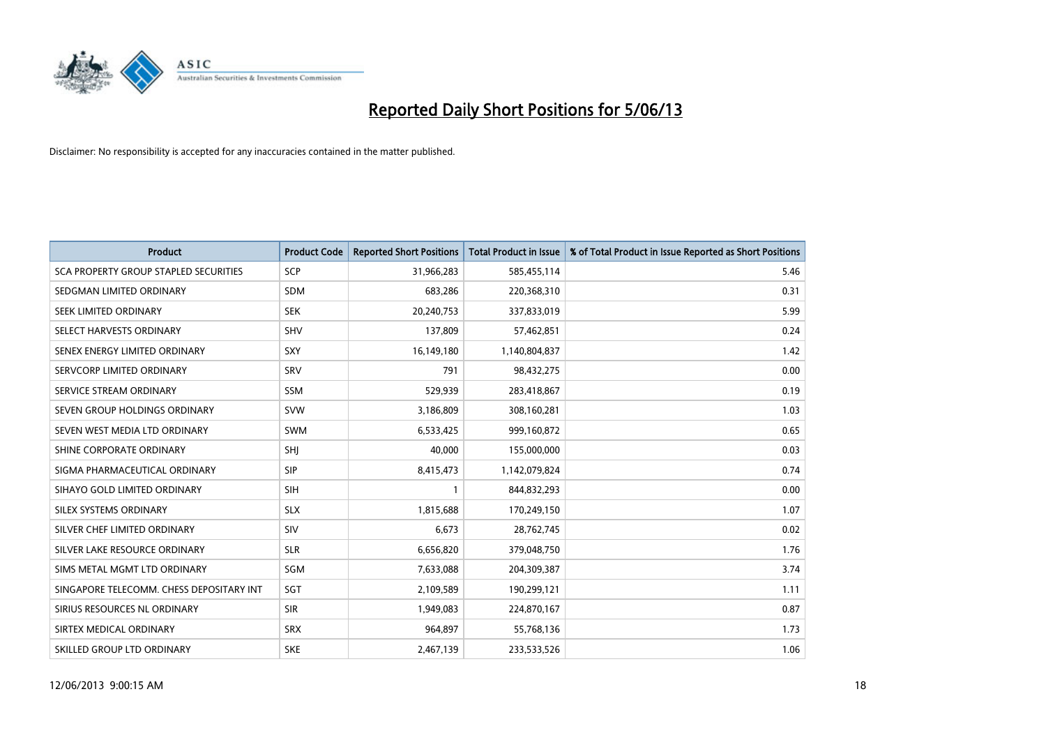# Reported Daily Short Positions for 5/06/13

Disclaimer: No responsibility is accepted for any inaccuracies contained in the matter published.

| Product | Product Code | Reported Short Positions | Total Product in Issue | % of Total Product in Issue Reported as Short Positions |
|---|---|---|---|---|
| SCA PROPERTY GROUP STAPLED SECURITIES | SCP | 31,966,283 | 585,455,114 | 5.46 |
| SEDGMAN LIMITED ORDINARY | SDM | 683,286 | 220,368,310 | 0.31 |
| SEEK LIMITED ORDINARY | SEK | 20,240,753 | 337,833,019 | 5.99 |
| SELECT HARVESTS ORDINARY | SHV | 137,809 | 57,462,851 | 0.24 |
| SENEX ENERGY LIMITED ORDINARY | SXY | 16,149,180 | 1,140,804,837 | 1.42 |
| SERVCORP LIMITED ORDINARY | SRV | 791 | 98,432,275 | 0.00 |
| SERVICE STREAM ORDINARY | SSM | 529,939 | 283,418,867 | 0.19 |
| SEVEN GROUP HOLDINGS ORDINARY | SVW | 3,186,809 | 308,160,281 | 1.03 |
| SEVEN WEST MEDIA LTD ORDINARY | SWM | 6,533,425 | 999,160,872 | 0.65 |
| SHINE CORPORATE ORDINARY | SHJ | 40,000 | 155,000,000 | 0.03 |
| SIGMA PHARMACEUTICAL ORDINARY | SIP | 8,415,473 | 1,142,079,824 | 0.74 |
| SIHAYO GOLD LIMITED ORDINARY | SIH | 1 | 844,832,293 | 0.00 |
| SILEX SYSTEMS ORDINARY | SLX | 1,815,688 | 170,249,150 | 1.07 |
| SILVER CHEF LIMITED ORDINARY | SIV | 6,673 | 28,762,745 | 0.02 |
| SILVER LAKE RESOURCE ORDINARY | SLR | 6,656,820 | 379,048,750 | 1.76 |
| SIMS METAL MGMT LTD ORDINARY | SGM | 7,633,088 | 204,309,387 | 3.74 |
| SINGAPORE TELECOMM. CHESS DEPOSITARY INT | SGT | 2,109,589 | 190,299,121 | 1.11 |
| SIRIUS RESOURCES NL ORDINARY | SIR | 1,949,083 | 224,870,167 | 0.87 |
| SIRTEX MEDICAL ORDINARY | SRX | 964,897 | 55,768,136 | 1.73 |
| SKILLED GROUP LTD ORDINARY | SKE | 2,467,139 | 233,533,526 | 1.06 |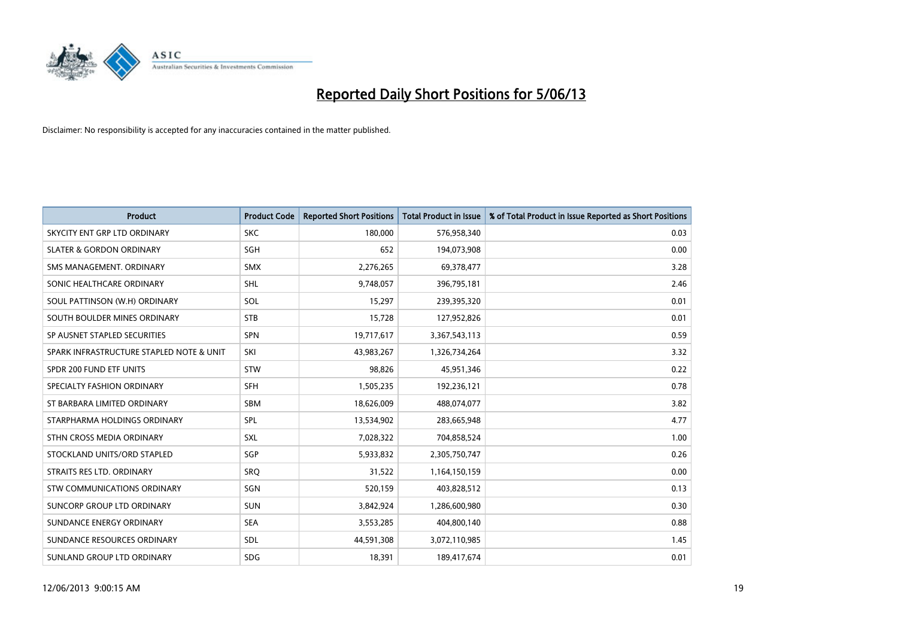# Reported Daily Short Positions for 5/06/13

Disclaimer: No responsibility is accepted for any inaccuracies contained in the matter published.

| Product | Product Code | Reported Short Positions | Total Product in Issue | % of Total Product in Issue Reported as Short Positions |
|---|---|---|---|---|
| SKYCITY ENT GRP LTD ORDINARY | SKC | 180,000 | 576,958,340 | 0.03 |
| SLATER & GORDON ORDINARY | SGH | 652 | 194,073,908 | 0.00 |
| SMS MANAGEMENT. ORDINARY | SMX | 2,276,265 | 69,378,477 | 3.28 |
| SONIC HEALTHCARE ORDINARY | SHL | 9,748,057 | 396,795,181 | 2.46 |
| SOUL PATTINSON (W.H) ORDINARY | SOL | 15,297 | 239,395,320 | 0.01 |
| SOUTH BOULDER MINES ORDINARY | STB | 15,728 | 127,952,826 | 0.01 |
| SP AUSNET STAPLED SECURITIES | SPN | 19,717,617 | 3,367,543,113 | 0.59 |
| SPARK INFRASTRUCTURE STAPLED NOTE & UNIT | SKI | 43,983,267 | 1,326,734,264 | 3.32 |
| SPDR 200 FUND ETF UNITS | STW | 98,826 | 45,951,346 | 0.22 |
| SPECIALTY FASHION ORDINARY | SFH | 1,505,235 | 192,236,121 | 0.78 |
| ST BARBARA LIMITED ORDINARY | SBM | 18,626,009 | 488,074,077 | 3.82 |
| STARPHARMA HOLDINGS ORDINARY | SPL | 13,534,902 | 283,665,948 | 4.77 |
| STHN CROSS MEDIA ORDINARY | SXL | 7,028,322 | 704,858,524 | 1.00 |
| STOCKLAND UNITS/ORD STAPLED | SGP | 5,933,832 | 2,305,750,747 | 0.26 |
| STRAITS RES LTD. ORDINARY | SRQ | 31,522 | 1,164,150,159 | 0.00 |
| STW COMMUNICATIONS ORDINARY | SGN | 520,159 | 403,828,512 | 0.13 |
| SUNCORP GROUP LTD ORDINARY | SUN | 3,842,924 | 1,286,600,980 | 0.30 |
| SUNDANCE ENERGY ORDINARY | SEA | 3,553,285 | 404,800,140 | 0.88 |
| SUNDANCE RESOURCES ORDINARY | SDL | 44,591,308 | 3,072,110,985 | 1.45 |
| SUNLAND GROUP LTD ORDINARY | SDG | 18,391 | 189,417,674 | 0.01 |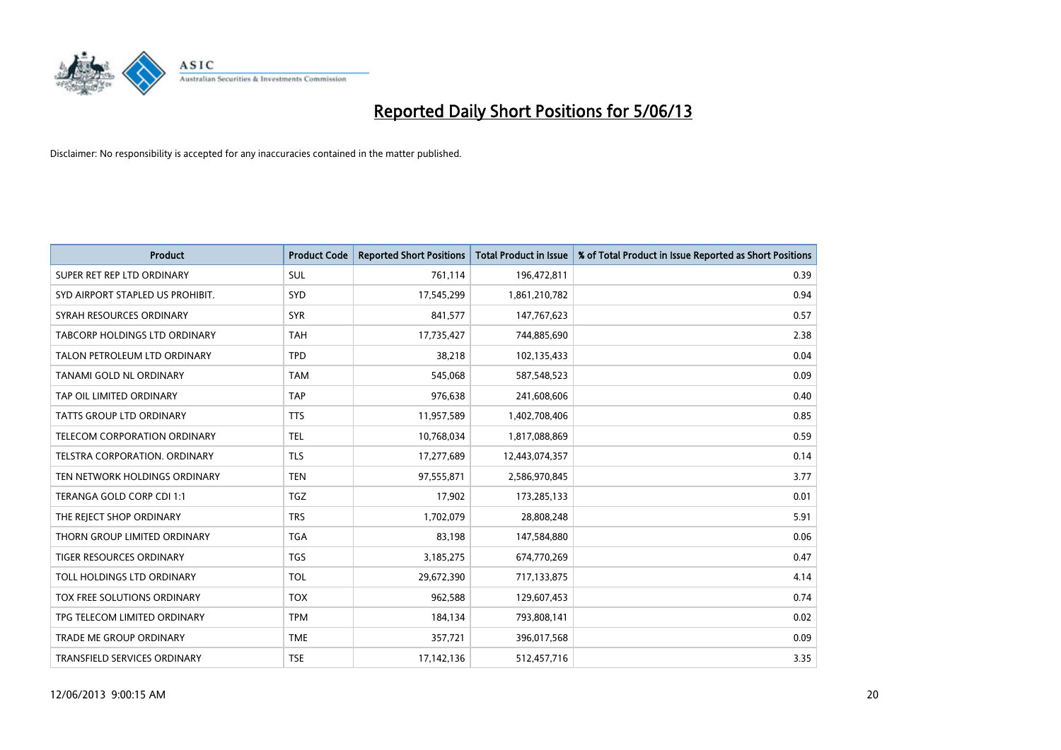# Reported Daily Short Positions for 5/06/13

Disclaimer: No responsibility is accepted for any inaccuracies contained in the matter published.

| Product | Product Code | Reported Short Positions | Total Product in Issue | % of Total Product in Issue Reported as Short Positions |
|---|---|---|---|---|
| SUPER RET REP LTD ORDINARY | SUL | 761,114 | 196,472,811 | 0.39 |
| SYD AIRPORT STAPLED US PROHIBIT. | SYD | 17,545,299 | 1,861,210,782 | 0.94 |
| SYRAH RESOURCES ORDINARY | SYR | 841,577 | 147,767,623 | 0.57 |
| TABCORP HOLDINGS LTD ORDINARY | TAH | 17,735,427 | 744,885,690 | 2.38 |
| TALON PETROLEUM LTD ORDINARY | TPD | 38,218 | 102,135,433 | 0.04 |
| TANAMI GOLD NL ORDINARY | TAM | 545,068 | 587,548,523 | 0.09 |
| TAP OIL LIMITED ORDINARY | TAP | 976,638 | 241,608,606 | 0.40 |
| TATTS GROUP LTD ORDINARY | TTS | 11,957,589 | 1,402,708,406 | 0.85 |
| TELECOM CORPORATION ORDINARY | TEL | 10,768,034 | 1,817,088,869 | 0.59 |
| TELSTRA CORPORATION. ORDINARY | TLS | 17,277,689 | 12,443,074,357 | 0.14 |
| TEN NETWORK HOLDINGS ORDINARY | TEN | 97,555,871 | 2,586,970,845 | 3.77 |
| TERANGA GOLD CORP CDI 1:1 | TGZ | 17,902 | 173,285,133 | 0.01 |
| THE REJECT SHOP ORDINARY | TRS | 1,702,079 | 28,808,248 | 5.91 |
| THORN GROUP LIMITED ORDINARY | TGA | 83,198 | 147,584,880 | 0.06 |
| TIGER RESOURCES ORDINARY | TGS | 3,185,275 | 674,770,269 | 0.47 |
| TOLL HOLDINGS LTD ORDINARY | TOL | 29,672,390 | 717,133,875 | 4.14 |
| TOX FREE SOLUTIONS ORDINARY | TOX | 962,588 | 129,607,453 | 0.74 |
| TPG TELECOM LIMITED ORDINARY | TPM | 184,134 | 793,808,141 | 0.02 |
| TRADE ME GROUP ORDINARY | TME | 357,721 | 396,017,568 | 0.09 |
| TRANSFIELD SERVICES ORDINARY | TSE | 17,142,136 | 512,457,716 | 3.35 |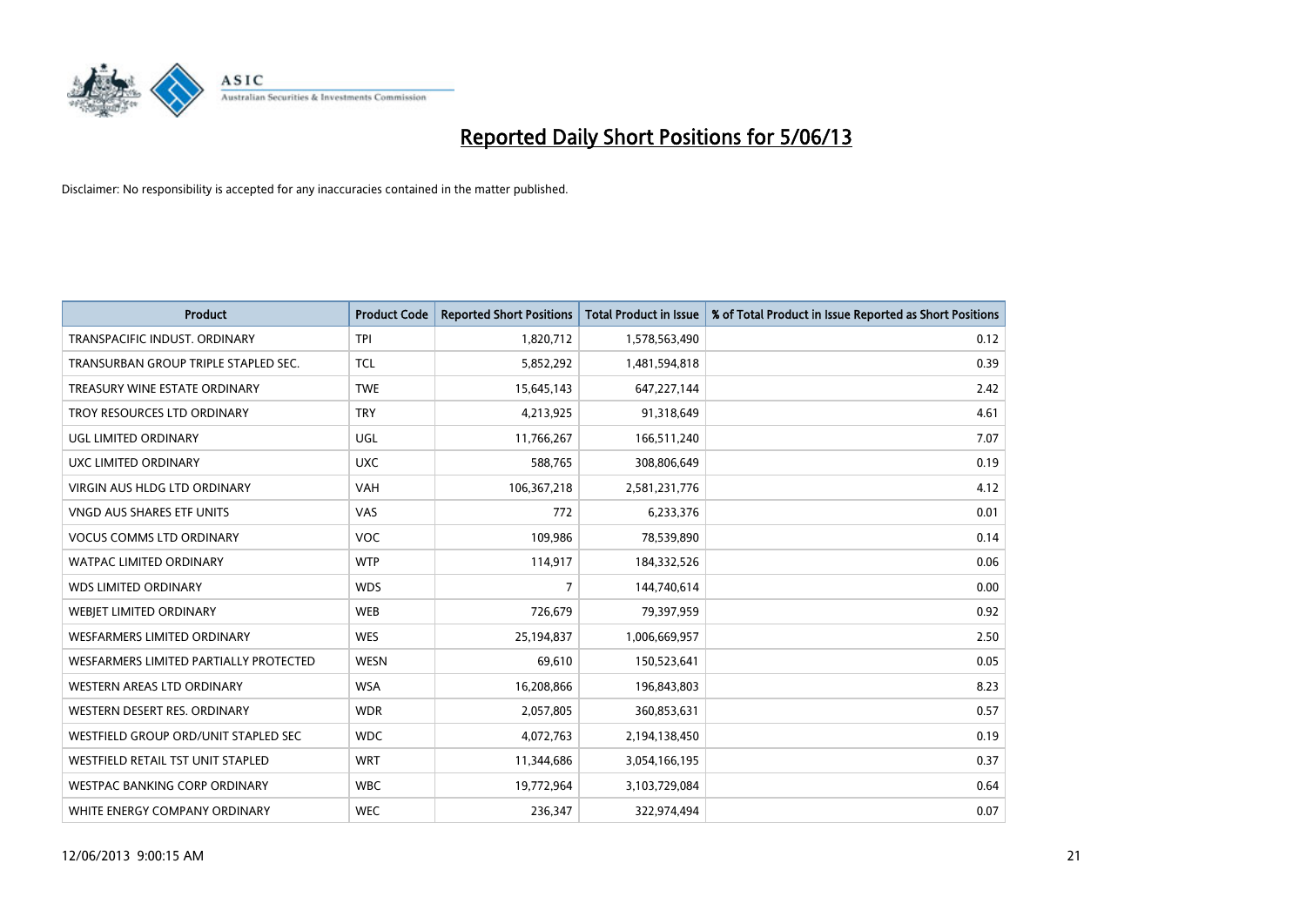# Reported Daily Short Positions for 5/06/13

Disclaimer: No responsibility is accepted for any inaccuracies contained in the matter published.

| Product | Product Code | Reported Short Positions | Total Product in Issue | % of Total Product in Issue Reported as Short Positions |
|---|---|---|---|---|
| TRANSPACIFIC INDUST. ORDINARY | TPI | 1,820,712 | 1,578,563,490 | 0.12 |
| TRANSURBAN GROUP TRIPLE STAPLED SEC. | TCL | 5,852,292 | 1,481,594,818 | 0.39 |
| TREASURY WINE ESTATE ORDINARY | TWE | 15,645,143 | 647,227,144 | 2.42 |
| TROY RESOURCES LTD ORDINARY | TRY | 4,213,925 | 91,318,649 | 4.61 |
| UGL LIMITED ORDINARY | UGL | 11,766,267 | 166,511,240 | 7.07 |
| UXC LIMITED ORDINARY | UXC | 588,765 | 308,806,649 | 0.19 |
| VIRGIN AUS HLDG LTD ORDINARY | VAH | 106,367,218 | 2,581,231,776 | 4.12 |
| VNGD AUS SHARES ETF UNITS | VAS | 772 | 6,233,376 | 0.01 |
| VOCUS COMMS LTD ORDINARY | VOC | 109,986 | 78,539,890 | 0.14 |
| WATPAC LIMITED ORDINARY | WTP | 114,917 | 184,332,526 | 0.06 |
| WDS LIMITED ORDINARY | WDS | 7 | 144,740,614 | 0.00 |
| WEBJET LIMITED ORDINARY | WEB | 726,679 | 79,397,959 | 0.92 |
| WESFARMERS LIMITED ORDINARY | WES | 25,194,837 | 1,006,669,957 | 2.50 |
| WESFARMERS LIMITED PARTIALLY PROTECTED | WESN | 69,610 | 150,523,641 | 0.05 |
| WESTERN AREAS LTD ORDINARY | WSA | 16,208,866 | 196,843,803 | 8.23 |
| WESTERN DESERT RES. ORDINARY | WDR | 2,057,805 | 360,853,631 | 0.57 |
| WESTFIELD GROUP ORD/UNIT STAPLED SEC | WDC | 4,072,763 | 2,194,138,450 | 0.19 |
| WESTFIELD RETAIL TST UNIT STAPLED | WRT | 11,344,686 | 3,054,166,195 | 0.37 |
| WESTPAC BANKING CORP ORDINARY | WBC | 19,772,964 | 3,103,729,084 | 0.64 |
| WHITE ENERGY COMPANY ORDINARY | WEC | 236,347 | 322,974,494 | 0.07 |

12/06/2013 9:00:15 AM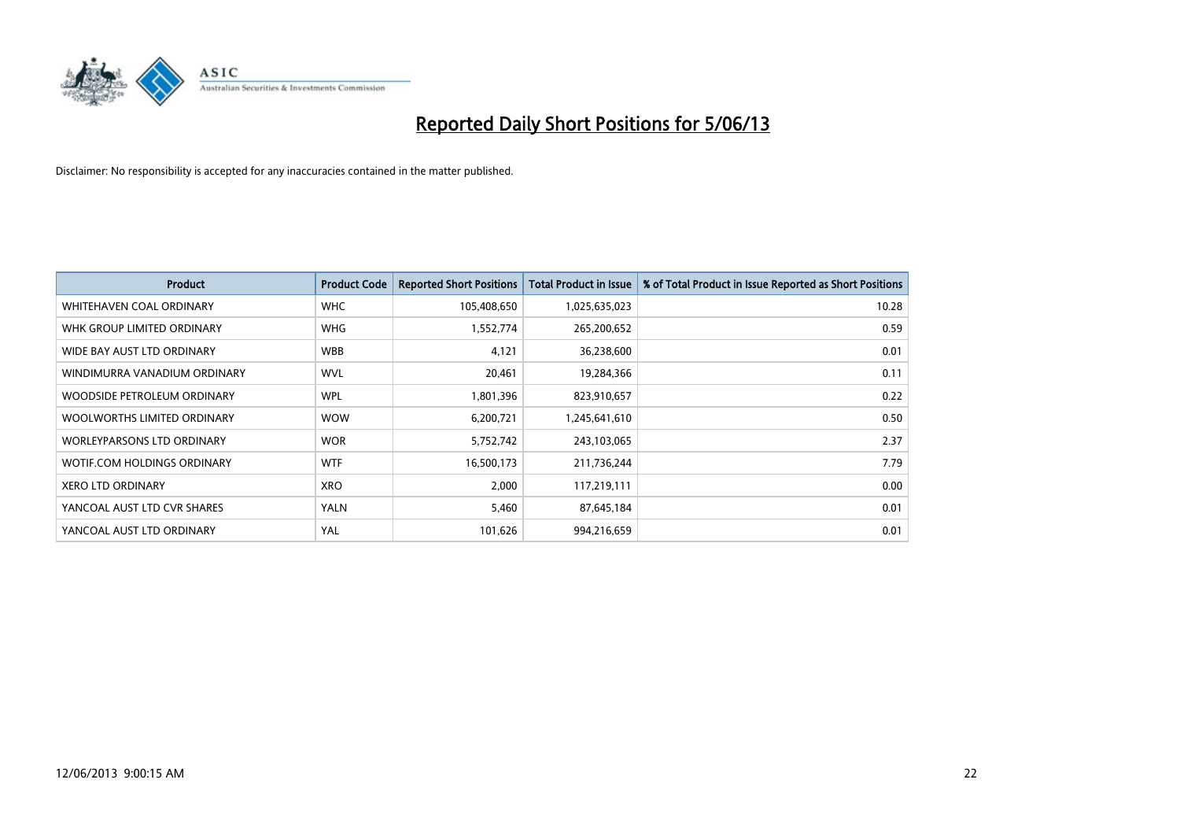# Reported Daily Short Positions for 5/06/13

Disclaimer: No responsibility is accepted for any inaccuracies contained in the matter published.

| Product | Product Code | Reported Short Positions | Total Product in Issue | % of Total Product in Issue Reported as Short Positions |
|---|---|---|---|---|
| WHITEHAVEN COAL ORDINARY | WHC | 105,408,650 | 1,025,635,023 | 10.28 |
| WHK GROUP LIMITED ORDINARY | WHG | 1,552,774 | 265,200,652 | 0.59 |
| WIDE BAY AUST LTD ORDINARY | WBB | 4,121 | 36,238,600 | 0.01 |
| WINDIMURRA VANADIUM ORDINARY | WVL | 20,461 | 19,284,366 | 0.11 |
| WOODSIDE PETROLEUM ORDINARY | WPL | 1,801,396 | 823,910,657 | 0.22 |
| WOOLWORTHS LIMITED ORDINARY | WOW | 6,200,721 | 1,245,641,610 | 0.50 |
| WORLEYPARSONS LTD ORDINARY | WOR | 5,752,742 | 243,103,065 | 2.37 |
| WOTIF.COM HOLDINGS ORDINARY | WTF | 16,500,173 | 211,736,244 | 7.79 |
| XERO LTD ORDINARY | XRO | 2,000 | 117,219,111 | 0.00 |
| YANCOAL AUST LTD CVR SHARES | YALN | 5,460 | 87,645,184 | 0.01 |
| YANCOAL AUST LTD ORDINARY | YAL | 101,626 | 994,216,659 | 0.01 |

12/06/2013 9:00:15 AM